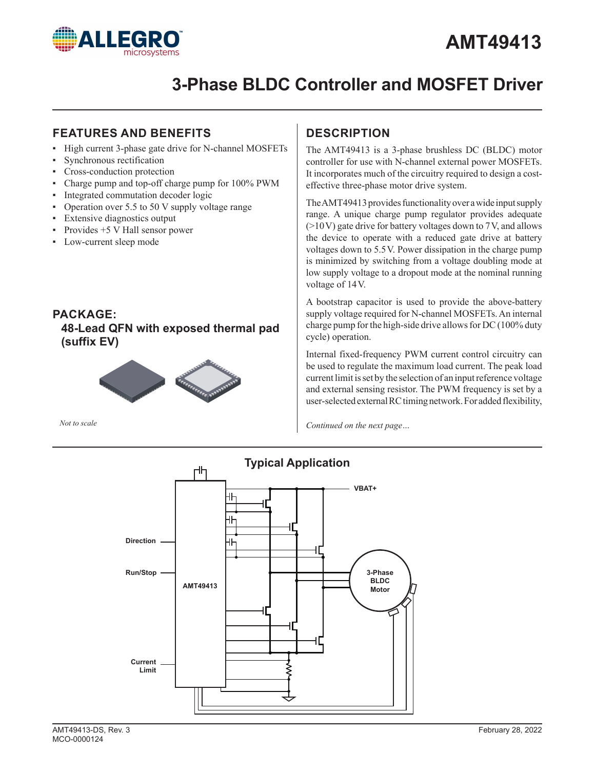# AMT49413

## 3-Phase BLDC Controller and MOSFET Driver

### FEATURES AND BENEFITS

- High current 3-phase gate drive for N-channel MOSFETs
- Synchronous rectification
- Cross-conduction protection
- Charge pump and top-off charge pump for 100% PWM
- Integrated commutation decoder logic
- Operation over 5.5 to 50 V supply voltage range
- Extensive diagnostics output
- Provides +5 V Hall sensor power
- Low-current sleep mode

### PACKAGE:

**48-Lead QFN with exposed thermal pad (suffix EV)**

*Not to scale*

### DESCRIPTION

The AMT49413 is a 3-phase brushless DC (BLDC) motor controller for use with N-channel external power MOSFETs. It incorporates much of the circuitry required to design a cost-effective three-phase motor drive system.

The AMT49413 provides functionality over a wide input supply range. A unique charge pump regulator provides adequate (>10 V) gate drive for battery voltages down to 7 V, and allows the device to operate with a reduced gate drive at battery voltages down to 5.5 V. Power dissipation in the charge pump is minimized by switching from a voltage doubling mode at low supply voltage to a dropout mode at the nominal running voltage of 14 V.

A bootstrap capacitor is used to provide the above-battery supply voltage required for N-channel MOSFETs. An internal charge pump for the high-side drive allows for DC (100% duty cycle) operation.

Internal fixed-frequency PWM current control circuitry can be used to regulate the maximum load current. The peak load current limit is set by the selection of an input reference voltage and external sensing resistor. The PWM frequency is set by a user-selected external RC timing network. For added flexibility,

*Continued on the next page…*

### Typical Application

Direction

Run/Stop

Current Limit

AMT49413

VBAT+

3-Phase BLDC Motor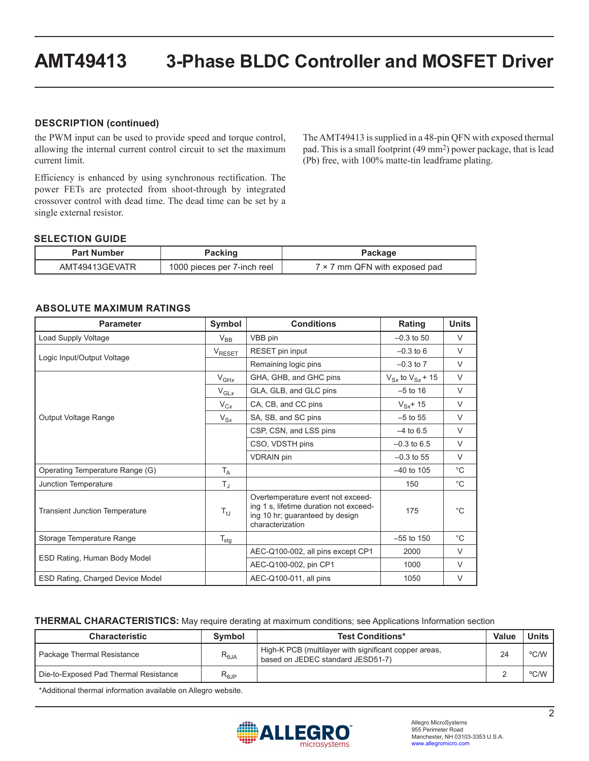## DESCRIPTION (continued)

the PWM input can be used to provide speed and torque control, allowing the internal current control circuit to set the maximum current limit.

Efficiency is enhanced by using synchronous rectification. The power FETs are protected from shoot-through by integrated crossover control with dead time. The dead time can be set by a single external resistor.

The AMT49413 is supplied in a 48-pin QFN with exposed thermal pad. This is a small footprint (49 mm$^2$) power package, that is lead (Pb) free, with 100% matte-tin leadframe plating.

## SELECTION GUIDE

| Part Number | Packing | Package |
|---|---|---|
| AMT49413GEVATR | 1000 pieces per 7-inch reel | 7 × 7 mm QFN with exposed pad |

## ABSOLUTE MAXIMUM RATINGS

| Parameter | Symbol | Conditions | Rating | Units |
|---|---|---|---|---|
| Load Supply Voltage | $V_{BB}$ | VBB pin | –0.3 to 50 | V |
| Logic Input/Output Voltage | $V_{RESET}$ | RESET pin input | –0.3 to 6 | V |
| | | Remaining logic pins | –0.3 to 7 | V |
| Output Voltage Range | $V_{GHx}$ | GHA, GHB, and GHC pins | $V_{Sx}$ to $V_{Sx}$ + 15 | V |
| | $V_{GLx}$ | GLA, GLB, and GLC pins | –5 to 16 | V |
| | $V_{Cx}$ | CA, CB, and CC pins | $V_{Sx}$+ 15 | V |
| | $V_{Sx}$ | SA, SB, and SC pins | –5 to 55 | V |
| | | CSP, CSN, and LSS pins | –4 to 6.5 | V |
| | | CSO, VDSTH pins | –0.3 to 6.5 | V |
| | | VDRAIN pin | –0.3 to 55 | V |
| Operating Temperature Range (G) | $T_A$ | | –40 to 105 | °C |
| Junction Temperature | $T_J$ | | 150 | °C |
| Transient Junction Temperature | $T_{tJ}$ | Overtemperature event not exceeding 1 s, lifetime duration not exceeding 10 hr; guaranteed by design characterization | 175 | °C |
| Storage Temperature Range | $T_{stg}$ | | –55 to 150 | °C |
| ESD Rating, Human Body Model | | AEC-Q100-002, all pins except CP1 | 2000 | V |
| | | AEC-Q100-002, pin CP1 | 1000 | V |
| ESD Rating, Charged Device Model | | AEC-Q100-011, all pins | 1050 | V |

## THERMAL CHARACTERISTICS: May require derating at maximum conditions; see Applications Information section

| Characteristic | Symbol | Test Conditions* | Value | Units |
|---|---|---|---|---|
| Package Thermal Resistance | $R_{\theta JA}$ | High-K PCB (multilayer with significant copper areas, based on JEDEC standard JESD51-7) | 24 | °C/W |
| Die-to-Exposed Pad Thermal Resistance | $R_{\theta JP}$ | | 2 | °C/W |

*Additional thermal information available on Allegro website.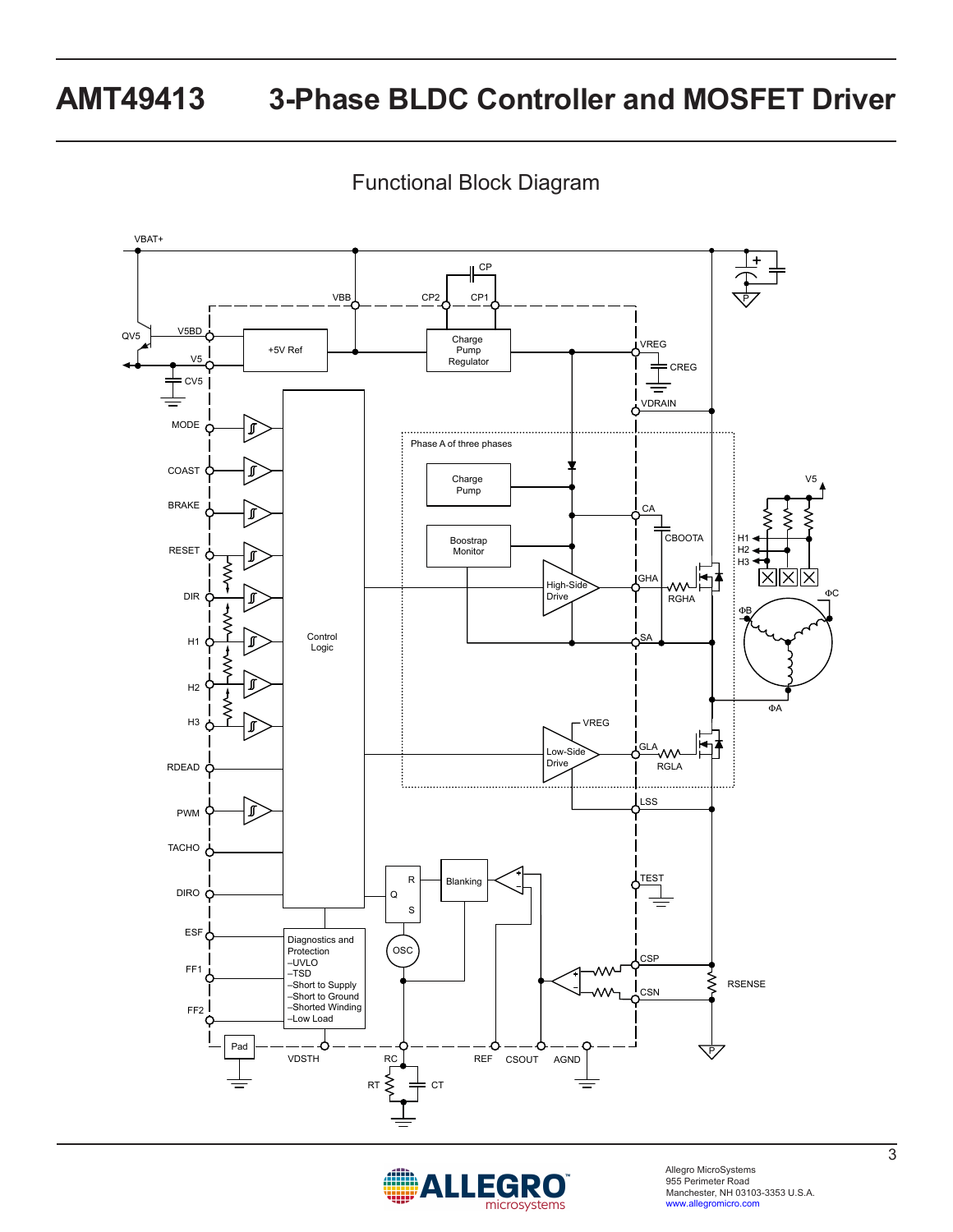## Functional Block Diagram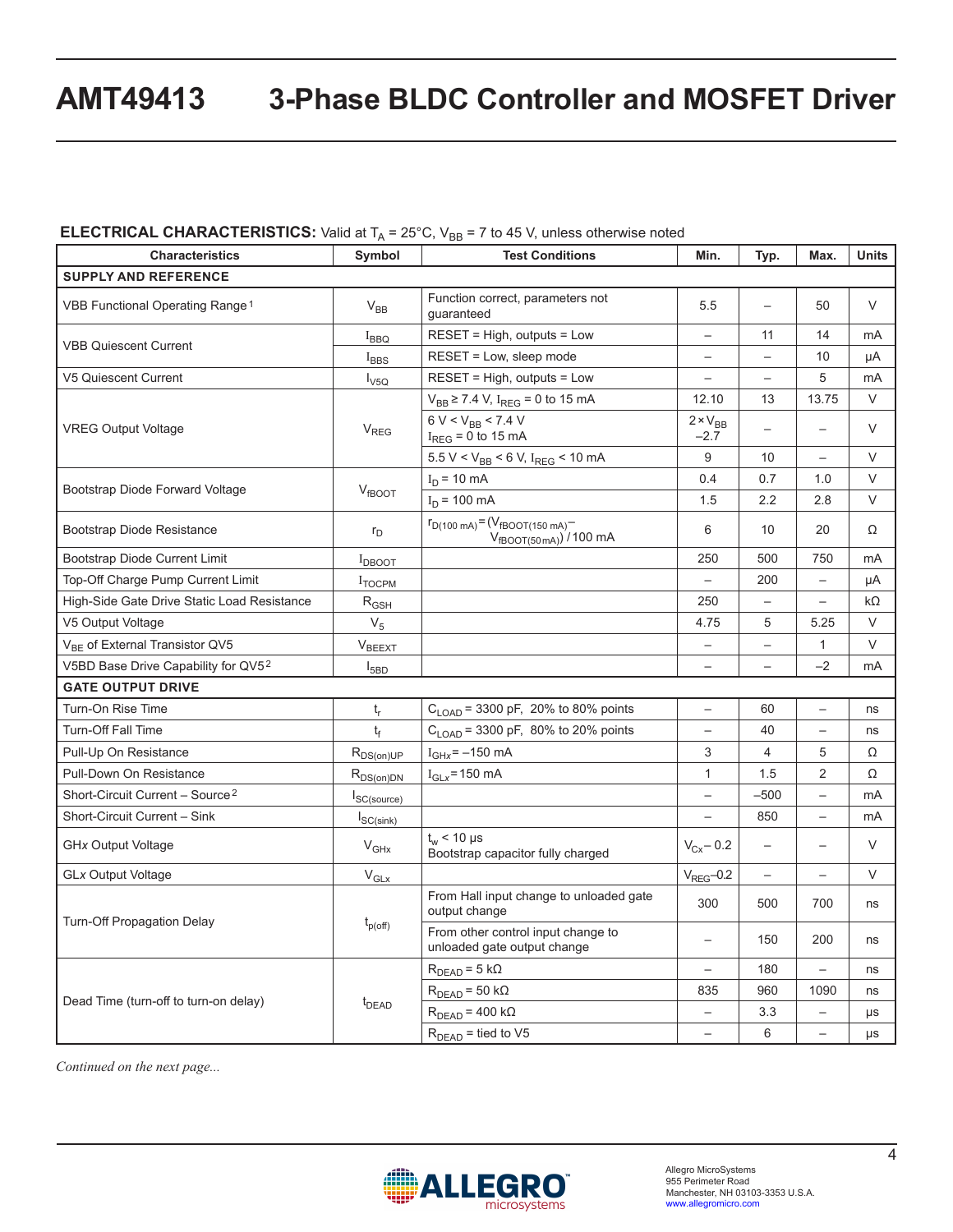**ELECTRICAL CHARACTERISTICS:** Valid at $T_A$ = 25°C, $V_{BB}$ = 7 to 45 V, unless otherwise noted

| Characteristics | Symbol | Test Conditions | Min. | Typ. | Max. | Units |
|---|---|---|---|---|---|---|
| **SUPPLY AND REFERENCE** | | | | | | |
| VBB Functional Operating Range [1] | $V_{BB}$ | Function correct, parameters not guaranteed | 5.5 | – | 50 | V |
| VBB Quiescent Current | $I_{BBQ}$ | RESET = High, outputs = Low | – | 11 | 14 | mA |
| | $I_{BBS}$ | RESET = Low, sleep mode | – | – | 10 | μA |
| V5 Quiescent Current | $I_{V5Q}$ | RESET = High, outputs = Low | – | – | 5 | mA |
| VREG Output Voltage | $V_{REG}$ | $V_{BB}$ ≥ 7.4 V, $I_{REG}$ = 0 to 15 mA | 12.10 | 13 | 13.75 | V |
| | | 6 V < $V_{BB}$ < 7.4 V $I_{REG}$ = 0 to 15 mA | $2 \times V_{BB} - 2.7$ | – | – | V |
| | | 5.5 V < $V_{BB}$ < 6 V, $I_{REG}$ < 10 mA | 9 | 10 | – | V |
| Bootstrap Diode Forward Voltage | $V_{fBOOT}$ | $I_D$ = 10 mA | 0.4 | 0.7 | 1.0 | V |
| | | $I_D$ = 100 mA | 1.5 | 2.2 | 2.8 | V |
| Bootstrap Diode Resistance | $r_D$ | $r_{D(100\,mA)} = (V_{fBOOT(150\,mA)} - V_{fBOOT(50\,mA)}) / 100\,mA$ | 6 | 10 | 20 | Ω |
| Bootstrap Diode Current Limit | $I_{DBOOT}$ | | 250 | 500 | 750 | mA |
| Top-Off Charge Pump Current Limit | $I_{TOCPM}$ | | – | 200 | – | μA |
| High-Side Gate Drive Static Load Resistance | $R_{GSH}$ | | 250 | – | – | kΩ |
| V5 Output Voltage | $V_5$ | | 4.75 | 5 | 5.25 | V |
| $V_{BE}$ of External Transistor QV5 | $V_{BEEXT}$ | | – | – | 1 | V |
| V5BD Base Drive Capability for QV5 [2] | $I_{5BD}$ | | – | – | –2 | mA |
| **GATE OUTPUT DRIVE** | | | | | | |
| Turn-On Rise Time | $t_r$ | $C_{LOAD}$ = 3300 pF, 20% to 80% points | – | 60 | – | ns |
| Turn-Off Fall Time | $t_f$ | $C_{LOAD}$ = 3300 pF, 80% to 20% points | – | 40 | – | ns |
| Pull-Up On Resistance | $R_{DS(on)UP}$ | $I_{GHx}$ = –150 mA | 3 | 4 | 5 | Ω |
| Pull-Down On Resistance | $R_{DS(on)DN}$ | $I_{GLx}$ = 150 mA | 1 | 1.5 | 2 | Ω |
| Short-Circuit Current – Source [2] | $I_{SC(source)}$ | | – | –500 | – | mA |
| Short-Circuit Current – Sink | $I_{SC(sink)}$ | | – | 850 | – | mA |
| GH*x* Output Voltage | $V_{GHx}$ | $t_w$ < 10 μs Bootstrap capacitor fully charged | $V_{Cx} - 0.2$ | – | – | V |
| GL*x* Output Voltage | $V_{GLx}$ | | $V_{REG} - 0.2$ | – | – | V |
| Turn-Off Propagation Delay | $t_{p(off)}$ | From Hall input change to unloaded gate output change | 300 | 500 | 700 | ns |
| | | From other control input change to unloaded gate output change | – | 150 | 200 | ns |
| Dead Time (turn-off to turn-on delay) | $t_{DEAD}$ | $R_{DEAD}$ = 5 kΩ | – | 180 | – | ns |
| | | $R_{DEAD}$ = 50 kΩ | 835 | 960 | 1090 | ns |
| | | $R_{DEAD}$ = 400 kΩ | – | 3.3 | – | μs |
| | | $R_{DEAD}$ = tied to V5 | – | 6 | – | μs |

*Continued on the next page...*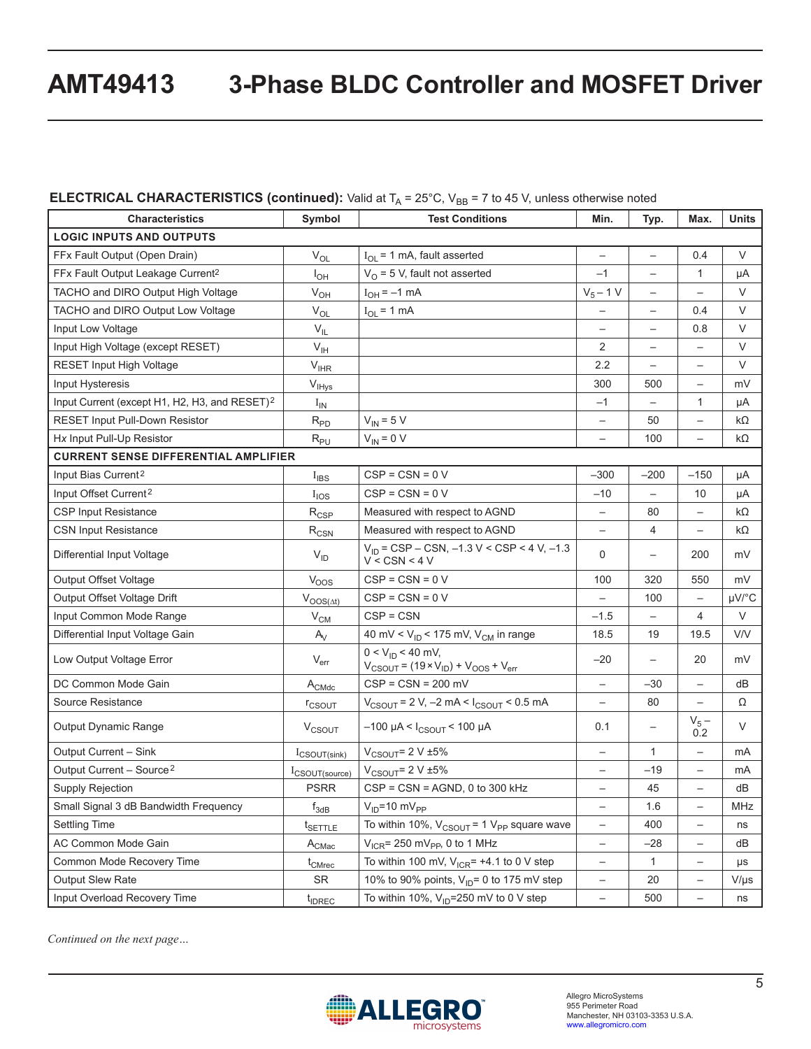**ELECTRICAL CHARACTERISTICS (continued):** Valid at $T_A$ = 25°C, $V_{BB}$ = 7 to 45 V, unless otherwise noted

| Characteristics | Symbol | Test Conditions | Min. | Typ. | Max. | Units |
|---|---|---|---|---|---|---|
| **LOGIC INPUTS AND OUTPUTS** | | | | | | |
| FFx Fault Output (Open Drain) | $V_{OL}$ | $I_{OL}$ = 1 mA, fault asserted | – | – | 0.4 | V |
| FFx Fault Output Leakage Current[2] | $I_{OH}$ | $V_O$ = 5 V, fault not asserted | –1 | – | 1 | μA |
| TACHO and DIRO Output High Voltage | $V_{OH}$ | $I_{OH}$ = –1 mA | $V_5$ – 1 V | – | – | V |
| TACHO and DIRO Output Low Voltage | $V_{OL}$ | $I_{OL}$ = 1 mA | – | – | 0.4 | V |
| Input Low Voltage | $V_{IL}$ | | – | – | 0.8 | V |
| Input High Voltage (except RESET) | $V_{IH}$ | | 2 | – | – | V |
| RESET Input High Voltage | $V_{IHR}$ | | 2.2 | – | – | V |
| Input Hysteresis | $V_{IHys}$ | | 300 | 500 | – | mV |
| Input Current (except H1, H2, H3, and RESET)[2] | $I_{IN}$ | | –1 | – | 1 | μA |
| RESET Input Pull-Down Resistor | $R_{PD}$ | $V_{IN}$ = 5 V | – | 50 | – | kΩ |
| Hx Input Pull-Up Resistor | $R_{PU}$ | $V_{IN}$ = 0 V | – | 100 | – | kΩ |
| **CURRENT SENSE DIFFERENTIAL AMPLIFIER** | | | | | | |
| Input Bias Current[2] | $I_{IBS}$ | CSP = CSN = 0 V | –300 | –200 | –150 | μA |
| Input Offset Current[2] | $I_{IOS}$ | CSP = CSN = 0 V | –10 | – | 10 | μA |
| CSP Input Resistance | $R_{CSP}$ | Measured with respect to AGND | – | 80 | – | kΩ |
| CSN Input Resistance | $R_{CSN}$ | Measured with respect to AGND | – | 4 | – | kΩ |
| Differential Input Voltage | $V_{ID}$ | $V_{ID}$ = CSP – CSN, –1.3 V < CSP < 4 V, –1.3 V < CSN < 4 V | 0 | – | 200 | mV |
| Output Offset Voltage | $V_{OOS}$ | CSP = CSN = 0 V | 100 | 320 | 550 | mV |
| Output Offset Voltage Drift | $V_{OOS(\Delta t)}$ | CSP = CSN = 0 V | – | 100 | – | μV/°C |
| Input Common Mode Range | $V_{CM}$ | CSP = CSN | –1.5 | – | 4 | V |
| Differential Input Voltage Gain | $A_V$ | 40 mV < $V_{ID}$ < 175 mV, $V_{CM}$ in range | 18.5 | 19 | 19.5 | V/V |
| Low Output Voltage Error | $V_{err}$ | 0 < $V_{ID}$ < 40 mV, $V_{CSOUT} = (19 \times V_{ID}) + V_{OOS} + V_{err}$ | –20 | – | 20 | mV |
| DC Common Mode Gain | $A_{CMdc}$ | CSP = CSN = 200 mV | – | –30 | – | dB |
| Source Resistance | $r_{CSOUT}$ | $V_{CSOUT}$ = 2 V, –2 mA < $I_{CSOUT}$ < 0.5 mA | – | 80 | – | Ω |
| Output Dynamic Range | $V_{CSOUT}$ | –100 μA < $I_{CSOUT}$ < 100 μA | 0.1 | – | $V_5$ – 0.2 | V |
| Output Current – Sink | $I_{CSOUT(sink)}$ | $V_{CSOUT}$= 2 V ±5% | – | 1 | – | mA |
| Output Current – Source[2] | $I_{CSOUT(source)}$ | $V_{CSOUT}$= 2 V ±5% | – | –19 | – | mA |
| Supply Rejection | PSRR | CSP = CSN = AGND, 0 to 300 kHz | – | 45 | – | dB |
| Small Signal 3 dB Bandwidth Frequency | $f_{3dB}$ | $V_{ID}$=10 $mV_{PP}$ | – | 1.6 | – | MHz |
| Settling Time | $t_{SETTLE}$ | To within 10%, $V_{CSOUT}$ = 1 $V_{PP}$ square wave | – | 400 | – | ns |
| AC Common Mode Gain | $A_{CMac}$ | $V_{ICR}$= 250 $mV_{PP}$, 0 to 1 MHz | – | –28 | – | dB |
| Common Mode Recovery Time | $t_{CMrec}$ | To within 100 mV, $V_{ICR}$= +4.1 to 0 V step | – | 1 | – | μs |
| Output Slew Rate | SR | 10% to 90% points, $V_{ID}$= 0 to 175 mV step | – | 20 | – | V/μs |
| Input Overload Recovery Time | $t_{IDREC}$ | To within 10%, $V_{ID}$=250 mV to 0 V step | – | 500 | – | ns |

*Continued on the next page…*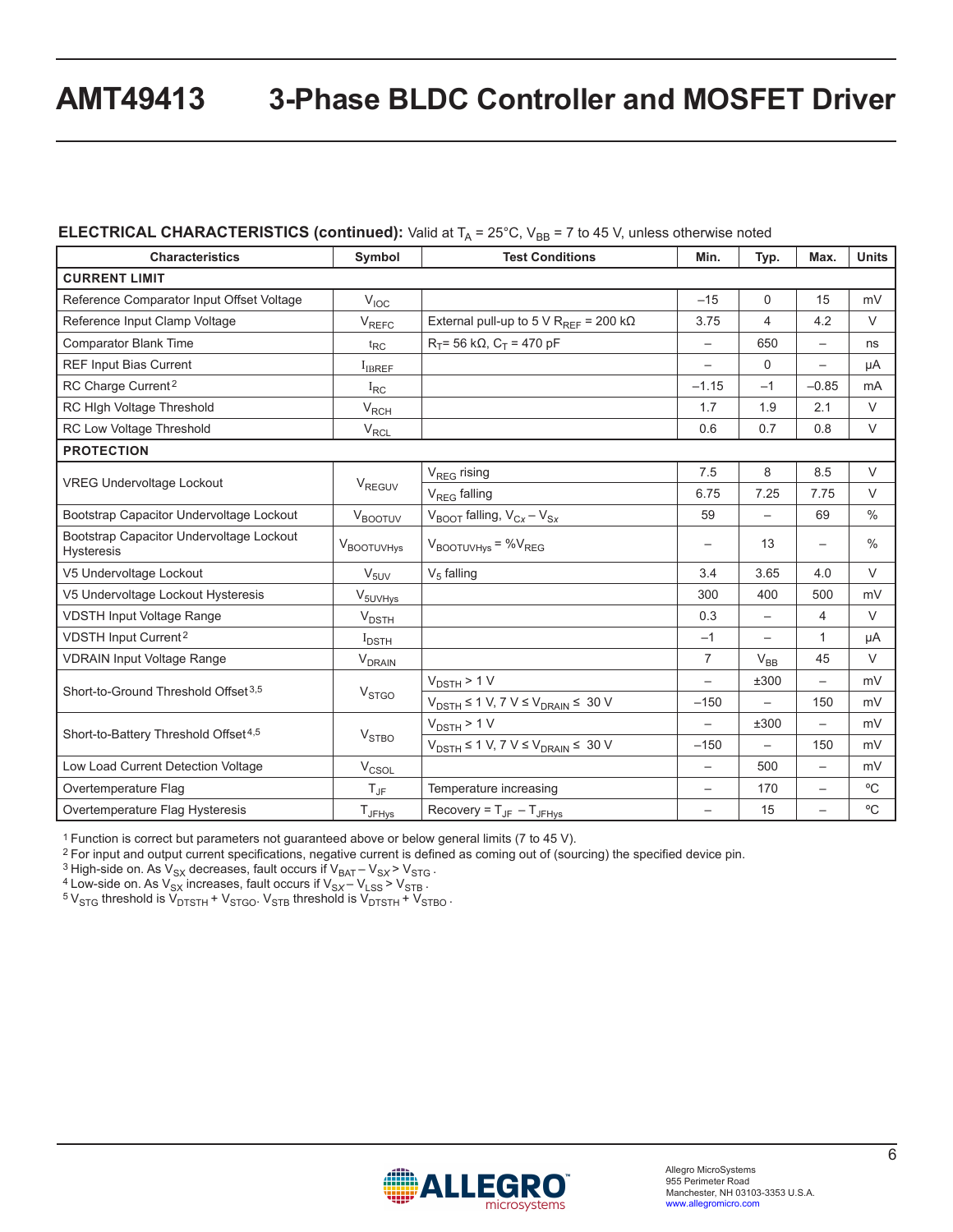**ELECTRICAL CHARACTERISTICS (continued):** Valid at $T_A$ = 25°C, $V_{BB}$ = 7 to 45 V, unless otherwise noted

| Characteristics | Symbol | Test Conditions | Min. | Typ. | Max. | Units |
|---|---|---|---|---|---|---|
| **CURRENT LIMIT** | | | | | | |
| Reference Comparator Input Offset Voltage | $V_{IOC}$ | | –15 | 0 | 15 | mV |
| Reference Input Clamp Voltage | $V_{REFC}$ | External pull-up to 5 V $R_{REF}$ = 200 kΩ | 3.75 | 4 | 4.2 | V |
| Comparator Blank Time | $t_{RC}$ | $R_T$= 56 kΩ, $C_T$ = 470 pF | – | 650 | – | ns |
| REF Input Bias Current | $I_{IBREF}$ | | – | 0 | – | μA |
| RC Charge Current[2] | $I_{RC}$ | | –1.15 | –1 | –0.85 | mA |
| RC HIgh Voltage Threshold | $V_{RCH}$ | | 1.7 | 1.9 | 2.1 | V |
| RC Low Voltage Threshold | $V_{RCL}$ | | 0.6 | 0.7 | 0.8 | V |
| **PROTECTION** | | | | | | |
| VREG Undervoltage Lockout | $V_{REGUV}$ | $V_{REG}$ rising | 7.5 | 8 | 8.5 | V |
| | | $V_{REG}$ falling | 6.75 | 7.25 | 7.75 | V |
| Bootstrap Capacitor Undervoltage Lockout | $V_{BOOTUV}$ | $V_{BOOT}$ falling, $V_{Cx} – V_{Sx}$ | 59 | – | 69 | % |
| Bootstrap Capacitor Undervoltage Lockout Hysteresis | $V_{BOOTUVHys}$ | $V_{BOOTUVHys}$ = %$V_{REG}$ | – | 13 | – | % |
| V5 Undervoltage Lockout | $V_{5UV}$ | $V_5$ falling | 3.4 | 3.65 | 4.0 | V |
| V5 Undervoltage Lockout Hysteresis | $V_{5UVHys}$ | | 300 | 400 | 500 | mV |
| VDSTH Input Voltage Range | $V_{DSTH}$ | | 0.3 | – | 4 | V |
| VDSTH Input Current[2] | $I_{DSTH}$ | | –1 | – | 1 | μA |
| VDRAIN Input Voltage Range | $V_{DRAIN}$ | | 7 | $V_{BB}$ | 45 | V |
| Short-to-Ground Threshold Offset[3,5] | $V_{STGO}$ | $V_{DSTH}$ > 1 V | – | ±300 | – | mV |
| | | $V_{DSTH}$ ≤ 1 V, 7 V ≤ $V_{DRAIN}$ ≤ 30 V | –150 | – | 150 | mV |
| Short-to-Battery Threshold Offset[4,5] | $V_{STBO}$ | $V_{DSTH}$ > 1 V | – | ±300 | – | mV |
| | | $V_{DSTH}$ ≤ 1 V, 7 V ≤ $V_{DRAIN}$ ≤ 30 V | –150 | – | 150 | mV |
| Low Load Current Detection Voltage | $V_{CSOL}$ | | – | 500 | – | mV |
| Overtemperature Flag | $T_{JF}$ | Temperature increasing | – | 170 | – | °C |
| Overtemperature Flag Hysteresis | $T_{JFHys}$ | Recovery = $T_{JF}$ – $T_{JFHys}$ | – | 15 | – | °C |

[1] Function is correct but parameters not guaranteed above or below general limits (7 to 45 V).
[2] For input and output current specifications, negative current is defined as coming out of (sourcing) the specified device pin.
[3] High-side on. As $V_{SX}$ decreases, fault occurs if $V_{BAT} – V_{SX} > V_{STG}$ .
[4] Low-side on. As $V_{SX}$ increases, fault occurs if $V_{SX} – V_{LSS} > V_{STB}$ .
[5] $V_{STG}$ threshold is $V_{DTSTH} + V_{STGO}$. $V_{STB}$ threshold is $V_{DTSTH} + V_{STBO}$ .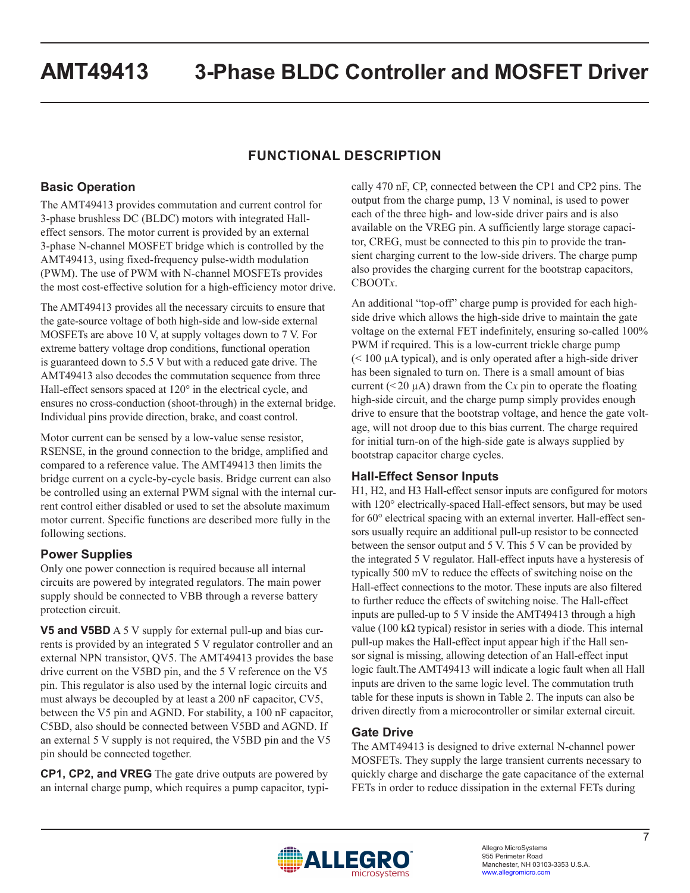## FUNCTIONAL DESCRIPTION

### Basic Operation

The AMT49413 provides commutation and current control for 3-phase brushless DC (BLDC) motors with integrated Hall-effect sensors. The motor current is provided by an external 3-phase N-channel MOSFET bridge which is controlled by the AMT49413, using fixed-frequency pulse-width modulation (PWM). The use of PWM with N-channel MOSFETs provides the most cost-effective solution for a high-efficiency motor drive.

The AMT49413 provides all the necessary circuits to ensure that the gate-source voltage of both high-side and low-side external MOSFETs are above 10 V, at supply voltages down to 7 V. For extreme battery voltage drop conditions, functional operation is guaranteed down to 5.5 V but with a reduced gate drive. The AMT49413 also decodes the commutation sequence from three Hall-effect sensors spaced at 120° in the electrical cycle, and ensures no cross-conduction (shoot-through) in the external bridge. Individual pins provide direction, brake, and coast control.

Motor current can be sensed by a low-value sense resistor, RSENSE, in the ground connection to the bridge, amplified and compared to a reference value. The AMT49413 then limits the bridge current on a cycle-by-cycle basis. Bridge current can also be controlled using an external PWM signal with the internal current control either disabled or used to set the absolute maximum motor current. Specific functions are described more fully in the following sections.

### Power Supplies

Only one power connection is required because all internal circuits are powered by integrated regulators. The main power supply should be connected to VBB through a reverse battery protection circuit.

**V5 and V5BD** A 5 V supply for external pull-up and bias currents is provided by an integrated 5 V regulator controller and an external NPN transistor, QV5. The AMT49413 provides the base drive current on the V5BD pin, and the 5 V reference on the V5 pin. This regulator is also used by the internal logic circuits and must always be decoupled by at least a 200 nF capacitor, CV5, between the V5 pin and AGND. For stability, a 100 nF capacitor, C5BD, also should be connected between V5BD and AGND. If an external 5 V supply is not required, the V5BD pin and the V5 pin should be connected together.

**CP1, CP2, and VREG** The gate drive outputs are powered by an internal charge pump, which requires a pump capacitor, typically 470 nF, CP, connected between the CP1 and CP2 pins. The output from the charge pump, 13 V nominal, is used to power each of the three high- and low-side driver pairs and is also available on the VREG pin. A sufficiently large storage capacitor, CREG, must be connected to this pin to provide the transient charging current to the low-side drivers. The charge pump also provides the charging current for the bootstrap capacitors, CBOOT*x*.

An additional "top-off" charge pump is provided for each high-side drive which allows the high-side drive to maintain the gate voltage on the external FET indefinitely, ensuring so-called 100% PWM if required. This is a low-current trickle charge pump (< 100 µA typical), and is only operated after a high-side driver has been signaled to turn on. There is a small amount of bias current (<20 µA) drawn from the C*x* pin to operate the floating high-side circuit, and the charge pump simply provides enough drive to ensure that the bootstrap voltage, and hence the gate voltage, will not droop due to this bias current. The charge required for initial turn-on of the high-side gate is always supplied by bootstrap capacitor charge cycles.

### Hall-Effect Sensor Inputs

H1, H2, and H3 Hall-effect sensor inputs are configured for motors with 120° electrically-spaced Hall-effect sensors, but may be used for 60° electrical spacing with an external inverter. Hall-effect sensors usually require an additional pull-up resistor to be connected between the sensor output and 5 V. This 5 V can be provided by the integrated 5 V regulator. Hall-effect inputs have a hysteresis of typically 500 mV to reduce the effects of switching noise on the Hall-effect connections to the motor. These inputs are also filtered to further reduce the effects of switching noise. The Hall-effect inputs are pulled-up to 5 V inside the AMT49413 through a high value (100 kΩ typical) resistor in series with a diode. This internal pull-up makes the Hall-effect input appear high if the Hall sensor signal is missing, allowing detection of an Hall-effect input logic fault.The AMT49413 will indicate a logic fault when all Hall inputs are driven to the same logic level. The commutation truth table for these inputs is shown in Table 2. The inputs can also be driven directly from a microcontroller or similar external circuit.

### Gate Drive

The AMT49413 is designed to drive external N-channel power MOSFETs. They supply the large transient currents necessary to quickly charge and discharge the gate capacitance of the external FETs in order to reduce dissipation in the external FETs during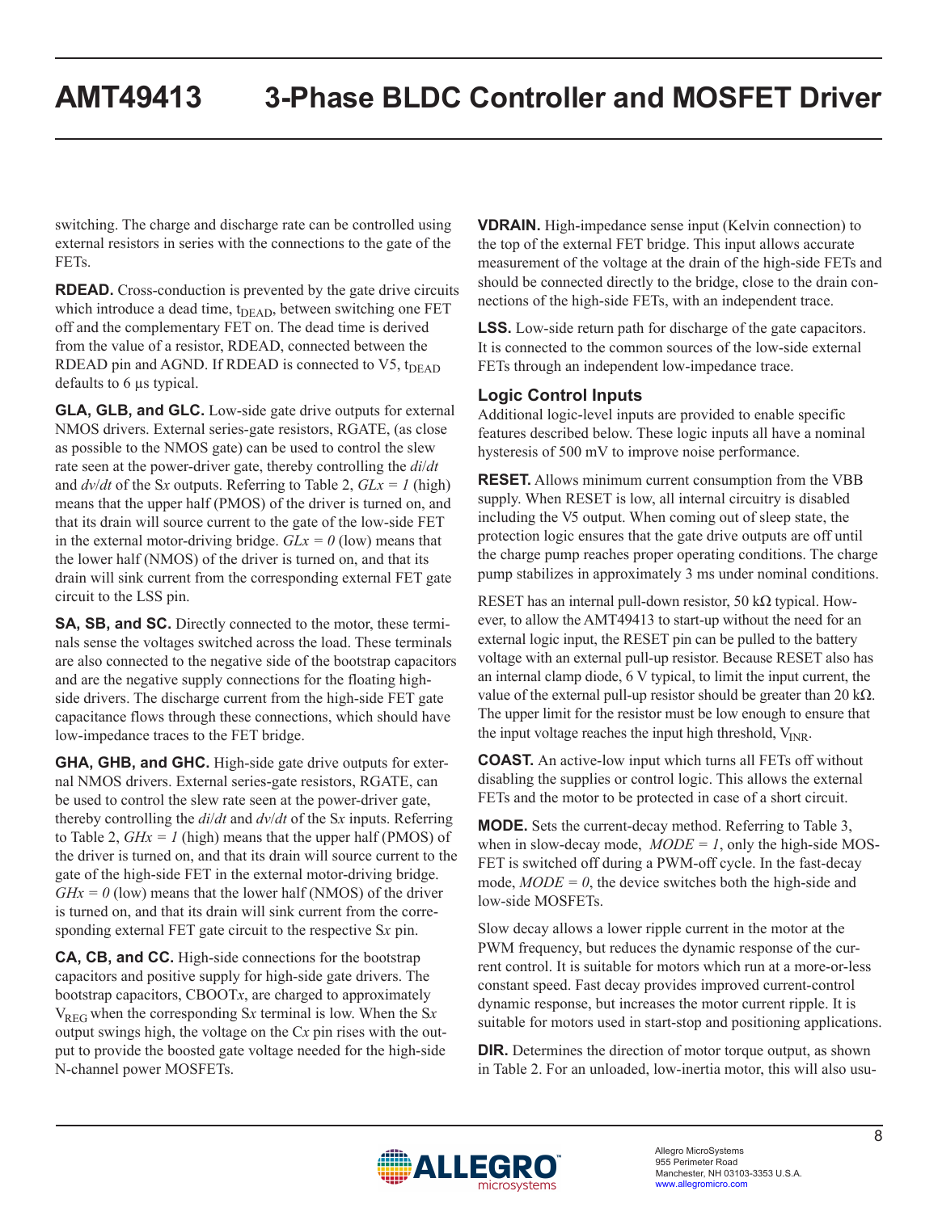switching. The charge and discharge rate can be controlled using external resistors in series with the connections to the gate of the FETs.

**RDEAD.** Cross-conduction is prevented by the gate drive circuits which introduce a dead time, $t_{DEAD}$, between switching one FET off and the complementary FET on. The dead time is derived from the value of a resistor, RDEAD, connected between the RDEAD pin and AGND. If RDEAD is connected to V5, $t_{DEAD}$ defaults to 6 µs typical.

**GLA, GLB, and GLC.** Low-side gate drive outputs for external NMOS drivers. External series-gate resistors, RGATE, (as close as possible to the NMOS gate) can be used to control the slew rate seen at the power-driver gate, thereby controlling the *di*/*dt* and *dv*/*dt* of the S*x* outputs. Referring to Table 2, *GLx = 1* (high) means that the upper half (PMOS) of the driver is turned on, and that its drain will source current to the gate of the low-side FET in the external motor-driving bridge. *GLx = 0* (low) means that the lower half (NMOS) of the driver is turned on, and that its drain will sink current from the corresponding external FET gate circuit to the LSS pin.

**SA, SB, and SC.** Directly connected to the motor, these terminals sense the voltages switched across the load. These terminals are also connected to the negative side of the bootstrap capacitors and are the negative supply connections for the floating high-side drivers. The discharge current from the high-side FET gate capacitance flows through these connections, which should have low-impedance traces to the FET bridge.

**GHA, GHB, and GHC.** High-side gate drive outputs for external NMOS drivers. External series-gate resistors, RGATE, can be used to control the slew rate seen at the power-driver gate, thereby controlling the *di*/*dt* and *dv*/*dt* of the S*x* inputs. Referring to Table 2, *GHx = 1* (high) means that the upper half (PMOS) of the driver is turned on, and that its drain will source current to the gate of the high-side FET in the external motor-driving bridge. *GHx = 0* (low) means that the lower half (NMOS) of the driver is turned on, and that its drain will sink current from the corresponding external FET gate circuit to the respective S*x* pin.

**CA, CB, and CC.** High-side connections for the bootstrap capacitors and positive supply for high-side gate drivers. The bootstrap capacitors, CBOOT*x*, are charged to approximately $V_{REG}$ when the corresponding S*x* terminal is low. When the S*x* output swings high, the voltage on the C*x* pin rises with the output to provide the boosted gate voltage needed for the high-side N-channel power MOSFETs.

**VDRAIN.** High-impedance sense input (Kelvin connection) to the top of the external FET bridge. This input allows accurate measurement of the voltage at the drain of the high-side FETs and should be connected directly to the bridge, close to the drain connections of the high-side FETs, with an independent trace.

**LSS.** Low-side return path for discharge of the gate capacitors. It is connected to the common sources of the low-side external FETs through an independent low-impedance trace.

### Logic Control Inputs

Additional logic-level inputs are provided to enable specific features described below. These logic inputs all have a nominal hysteresis of 500 mV to improve noise performance.

**RESET.** Allows minimum current consumption from the VBB supply. When RESET is low, all internal circuitry is disabled including the V5 output. When coming out of sleep state, the protection logic ensures that the gate drive outputs are off until the charge pump reaches proper operating conditions. The charge pump stabilizes in approximately 3 ms under nominal conditions.

RESET has an internal pull-down resistor, 50 kΩ typical. However, to allow the AMT49413 to start-up without the need for an external logic input, the RESET pin can be pulled to the battery voltage with an external pull-up resistor. Because RESET also has an internal clamp diode, 6 V typical, to limit the input current, the value of the external pull-up resistor should be greater than 20 kΩ. The upper limit for the resistor must be low enough to ensure that the input voltage reaches the input high threshold, $V_{INR}$.

**COAST.** An active-low input which turns all FETs off without disabling the supplies or control logic. This allows the external FETs and the motor to be protected in case of a short circuit.

**MODE.** Sets the current-decay method. Referring to Table 3, when in slow-decay mode, *MODE = 1*, only the high-side MOSFET is switched off during a PWM-off cycle. In the fast-decay mode, *MODE = 0*, the device switches both the high-side and low-side MOSFETs.

Slow decay allows a lower ripple current in the motor at the PWM frequency, but reduces the dynamic response of the current control. It is suitable for motors which run at a more-or-less constant speed. Fast decay provides improved current-control dynamic response, but increases the motor current ripple. It is suitable for motors used in start-stop and positioning applications.

**DIR.** Determines the direction of motor torque output, as shown in Table 2. For an unloaded, low-inertia motor, this will also usu-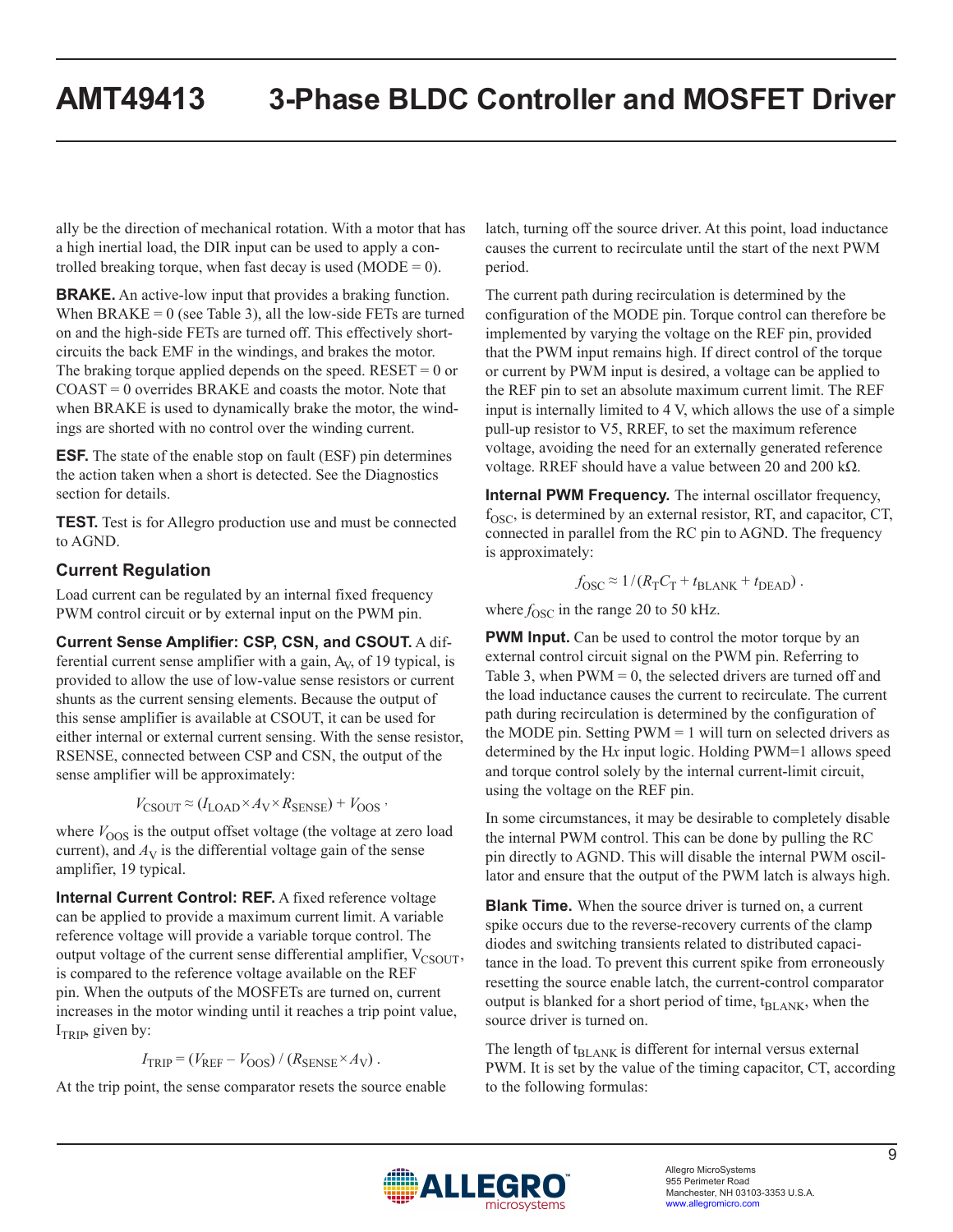ally be the direction of mechanical rotation. With a motor that has a high inertial load, the DIR input can be used to apply a controlled breaking torque, when fast decay is used (MODE = 0).

**BRAKE.** An active-low input that provides a braking function. When BRAKE = 0 (see Table 3), all the low-side FETs are turned on and the high-side FETs are turned off. This effectively short-circuits the back EMF in the windings, and brakes the motor. The braking torque applied depends on the speed. RESET = 0 or COAST = 0 overrides BRAKE and coasts the motor. Note that when BRAKE is used to dynamically brake the motor, the windings are shorted with no control over the winding current.

**ESF.** The state of the enable stop on fault (ESF) pin determines the action taken when a short is detected. See the Diagnostics section for details.

**TEST.** Test is for Allegro production use and must be connected to AGND.

### Current Regulation

Load current can be regulated by an internal fixed frequency PWM control circuit or by external input on the PWM pin.

**Current Sense Amplifier: CSP, CSN, and CSOUT.** A differential current sense amplifier with a gain, $A_V$, of 19 typical, is provided to allow the use of low-value sense resistors or current shunts as the current sensing elements. Because the output of this sense amplifier is available at CSOUT, it can be used for either internal or external current sensing. With the sense resistor, RSENSE, connected between CSP and CSN, the output of the sense amplifier will be approximately:

$$V_{CSOUT} \approx (I_{LOAD} \times A_V \times R_{SENSE}) + V_{OOS} \, ,$$

where $V_{OOS}$ is the output offset voltage (the voltage at zero load current), and $A_V$ is the differential voltage gain of the sense amplifier, 19 typical.

**Internal Current Control: REF.** A fixed reference voltage can be applied to provide a maximum current limit. A variable reference voltage will provide a variable torque control. The output voltage of the current sense differential amplifier, $V_{CSOUT}$, is compared to the reference voltage available on the REF pin. When the outputs of the MOSFETs are turned on, current increases in the motor winding until it reaches a trip point value, $I_{TRIP}$, given by:

$$I_{TRIP} = (V_{REF} - V_{OOS}) \, / \, (R_{SENSE} \times A_V) \, .$$

At the trip point, the sense comparator resets the source enable latch, turning off the source driver. At this point, load inductance causes the current to recirculate until the start of the next PWM period.

The current path during recirculation is determined by the configuration of the MODE pin. Torque control can therefore be implemented by varying the voltage on the REF pin, provided that the PWM input remains high. If direct control of the torque or current by PWM input is desired, a voltage can be applied to the REF pin to set an absolute maximum current limit. The REF input is internally limited to 4 V, which allows the use of a simple pull-up resistor to V5, RREF, to set the maximum reference voltage, avoiding the need for an externally generated reference voltage. RREF should have a value between 20 and 200 kΩ.

**Internal PWM Frequency.** The internal oscillator frequency, $f_{OSC}$, is determined by an external resistor, RT, and capacitor, CT, connected in parallel from the RC pin to AGND. The frequency is approximately:

$$f_{OSC} \approx 1 \, / \, (R_T C_T + t_{BLANK} + t_{DEAD}) \, .$$

where $f_{OSC}$ in the range 20 to 50 kHz.

**PWM Input.** Can be used to control the motor torque by an external control circuit signal on the PWM pin. Referring to Table 3, when PWM = 0, the selected drivers are turned off and the load inductance causes the current to recirculate. The current path during recirculation is determined by the configuration of the MODE pin. Setting PWM = 1 will turn on selected drivers as determined by the H*x* input logic. Holding PWM=1 allows speed and torque control solely by the internal current-limit circuit, using the voltage on the REF pin.

In some circumstances, it may be desirable to completely disable the internal PWM control. This can be done by pulling the RC pin directly to AGND. This will disable the internal PWM oscillator and ensure that the output of the PWM latch is always high.

**Blank Time.** When the source driver is turned on, a current spike occurs due to the reverse-recovery currents of the clamp diodes and switching transients related to distributed capacitance in the load. To prevent this current spike from erroneously resetting the source enable latch, the current-control comparator output is blanked for a short period of time, $t_{BLANK}$, when the source driver is turned on.

The length of $t_{BLANK}$ is different for internal versus external PWM. It is set by the value of the timing capacitor, CT, according to the following formulas: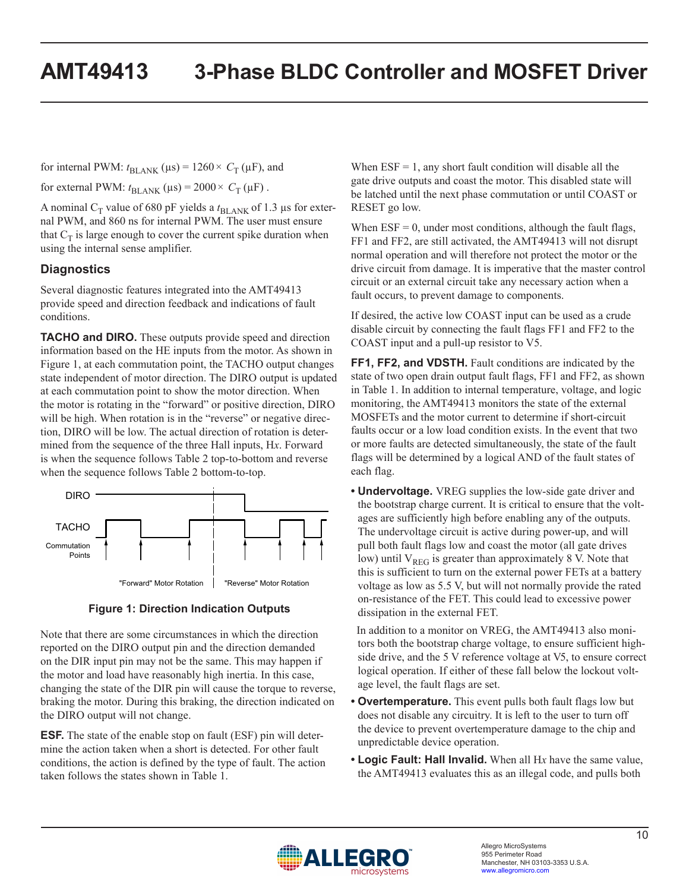for internal PWM: $t_{BLANK}$ (μs) = 1260 × $C_T$ (μF), and

for external PWM: $t_{BLANK}$ (μs) = 2000 × $C_T$ (μF) .

A nominal $C_T$ value of 680 pF yields a $t_{BLANK}$ of 1.3 μs for external PWM, and 860 ns for internal PWM. The user must ensure that $C_T$ is large enough to cover the current spike duration when using the internal sense amplifier.

## Diagnostics

Several diagnostic features integrated into the AMT49413 provide speed and direction feedback and indications of fault conditions.

**TACHO and DIRO.** These outputs provide speed and direction information based on the HE inputs from the motor. As shown in Figure 1, at each commutation point, the TACHO output changes state independent of motor direction. The DIRO output is updated at each commutation point to show the motor direction. When the motor is rotating in the "forward" or positive direction, DIRO will be high. When rotation is in the "reverse" or negative direction, DIRO will be low. The actual direction of rotation is determined from the sequence of the three Hall inputs, H*x*. Forward is when the sequence follows Table 2 top-to-bottom and reverse when the sequence follows Table 2 bottom-to-top.

DIRO

TACHO

Commutation Points

"Forward" Motor Rotation | "Reverse" Motor Rotation

**Figure 1: Direction Indication Outputs**

Note that there are some circumstances in which the direction reported on the DIRO output pin and the direction demanded on the DIR input pin may not be the same. This may happen if the motor and load have reasonably high inertia. In this case, changing the state of the DIR pin will cause the torque to reverse, braking the motor. During this braking, the direction indicated on the DIRO output will not change.

**ESF.** The state of the enable stop on fault (ESF) pin will determine the action taken when a short is detected. For other fault conditions, the action is defined by the type of fault. The action taken follows the states shown in Table 1.

When ESF = 1, any short fault condition will disable all the gate drive outputs and coast the motor. This disabled state will be latched until the next phase commutation or until COAST or RESET go low.

When ESF = 0, under most conditions, although the fault flags, FF1 and FF2, are still activated, the AMT49413 will not disrupt normal operation and will therefore not protect the motor or the drive circuit from damage. It is imperative that the master control circuit or an external circuit take any necessary action when a fault occurs, to prevent damage to components.

If desired, the active low COAST input can be used as a crude disable circuit by connecting the fault flags FF1 and FF2 to the COAST input and a pull-up resistor to V5.

**FF1, FF2, and VDSTH.** Fault conditions are indicated by the state of two open drain output fault flags, FF1 and FF2, as shown in Table 1. In addition to internal temperature, voltage, and logic monitoring, the AMT49413 monitors the state of the external MOSFETs and the motor current to determine if short-circuit faults occur or a low load condition exists. In the event that two or more faults are detected simultaneously, the state of the fault flags will be determined by a logical AND of the fault states of each flag.

- **Undervoltage.** VREG supplies the low-side gate driver and the bootstrap charge current. It is critical to ensure that the voltages are sufficiently high before enabling any of the outputs. The undervoltage circuit is active during power-up, and will pull both fault flags low and coast the motor (all gate drives low) until $V_{REG}$ is greater than approximately 8 V. Note that this is sufficient to turn on the external power FETs at a battery voltage as low as 5.5 V, but will not normally provide the rated on-resistance of the FET. This could lead to excessive power dissipation in the external FET.

  In addition to a monitor on VREG, the AMT49413 also monitors both the bootstrap charge voltage, to ensure sufficient high-side drive, and the 5 V reference voltage at V5, to ensure correct logical operation. If either of these fall below the lockout voltage level, the fault flags are set.

- **Overtemperature.** This event pulls both fault flags low but does not disable any circuitry. It is left to the user to turn off the device to prevent overtemperature damage to the chip and unpredictable device operation.

- **Logic Fault: Hall Invalid.** When all H*x* have the same value, the AMT49413 evaluates this as an illegal code, and pulls both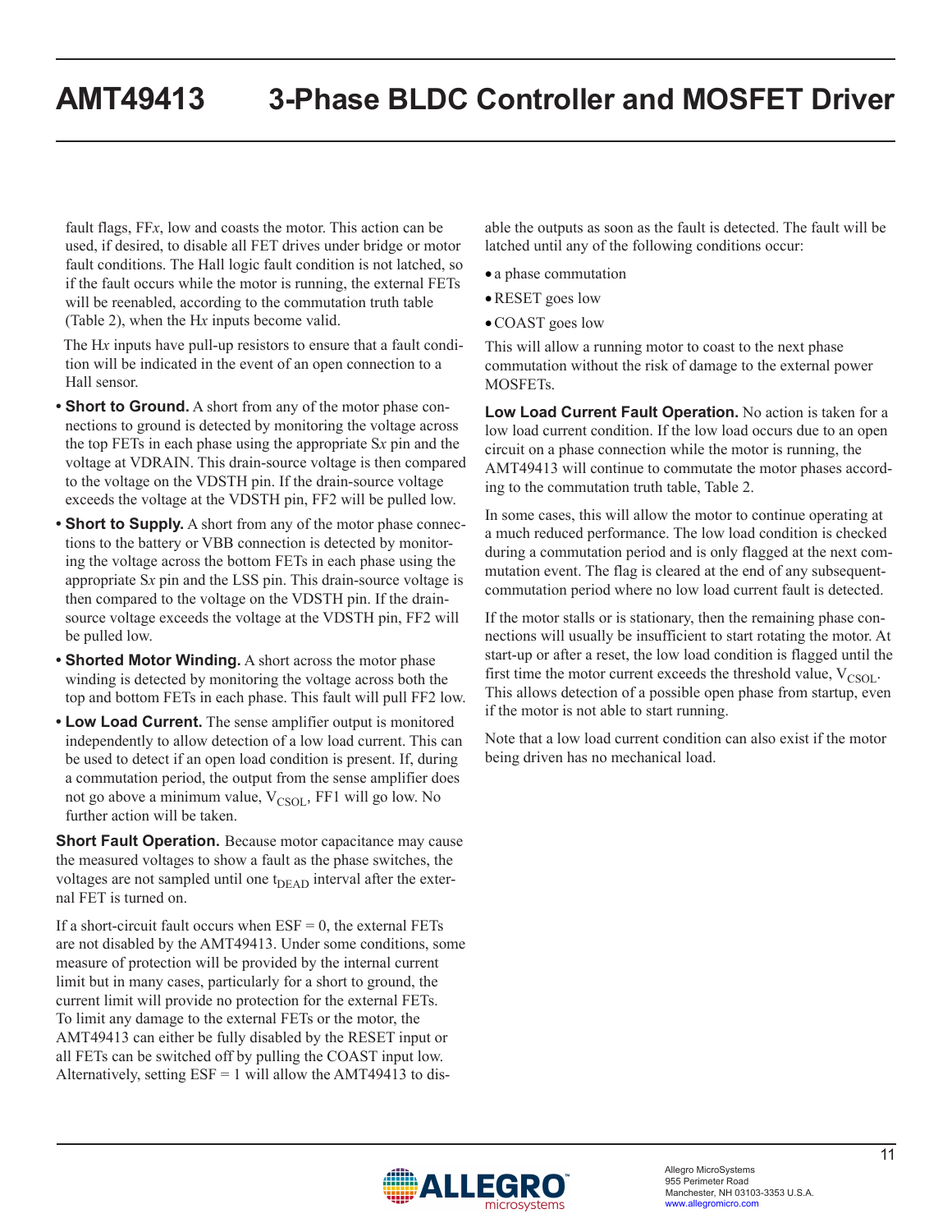fault flags, FF*x*, low and coasts the motor. This action can be used, if desired, to disable all FET drives under bridge or motor fault conditions. The Hall logic fault condition is not latched, so if the fault occurs while the motor is running, the external FETs will be reenabled, according to the commutation truth table (Table 2), when the H*x* inputs become valid.

The H*x* inputs have pull-up resistors to ensure that a fault condition will be indicated in the event of an open connection to a Hall sensor.

- **Short to Ground.** A short from any of the motor phase connections to ground is detected by monitoring the voltage across the top FETs in each phase using the appropriate S*x* pin and the voltage at VDRAIN. This drain-source voltage is then compared to the voltage on the VDSTH pin. If the drain-source voltage exceeds the voltage at the VDSTH pin, FF2 will be pulled low.
- **Short to Supply.** A short from any of the motor phase connections to the battery or VBB connection is detected by monitoring the voltage across the bottom FETs in each phase using the appropriate S*x* pin and the LSS pin. This drain-source voltage is then compared to the voltage on the VDSTH pin. If the drain-source voltage exceeds the voltage at the VDSTH pin, FF2 will be pulled low.
- **Shorted Motor Winding.** A short across the motor phase winding is detected by monitoring the voltage across both the top and bottom FETs in each phase. This fault will pull FF2 low.
- **Low Load Current.** The sense amplifier output is monitored independently to allow detection of a low load current. This can be used to detect if an open load condition is present. If, during a commutation period, the output from the sense amplifier does not go above a minimum value, $V_{CSOL}$, FF1 will go low. No further action will be taken.

**Short Fault Operation.** Because motor capacitance may cause the measured voltages to show a fault as the phase switches, the voltages are not sampled until one $t_{DEAD}$ interval after the external FET is turned on.

If a short-circuit fault occurs when ESF = 0, the external FETs are not disabled by the AMT49413. Under some conditions, some measure of protection will be provided by the internal current limit but in many cases, particularly for a short to ground, the current limit will provide no protection for the external FETs. To limit any damage to the external FETs or the motor, the AMT49413 can either be fully disabled by the RESET input or all FETs can be switched off by pulling the COAST input low. Alternatively, setting ESF = 1 will allow the AMT49413 to disable the outputs as soon as the fault is detected. The fault will be latched until any of the following conditions occur:

- a phase commutation
- RESET goes low
- COAST goes low

This will allow a running motor to coast to the next phase commutation without the risk of damage to the external power MOSFETs.

**Low Load Current Fault Operation.** No action is taken for a low load current condition. If the low load occurs due to an open circuit on a phase connection while the motor is running, the AMT49413 will continue to commutate the motor phases according to the commutation truth table, Table 2.

In some cases, this will allow the motor to continue operating at a much reduced performance. The low load condition is checked during a commutation period and is only flagged at the next commutation event. The flag is cleared at the end of any subsequent-commutation period where no low load current fault is detected.

If the motor stalls or is stationary, then the remaining phase connections will usually be insufficient to start rotating the motor. At start-up or after a reset, the low load condition is flagged until the first time the motor current exceeds the threshold value, $V_{CSOL}$. This allows detection of a possible open phase from startup, even if the motor is not able to start running.

Note that a low load current condition can also exist if the motor being driven has no mechanical load.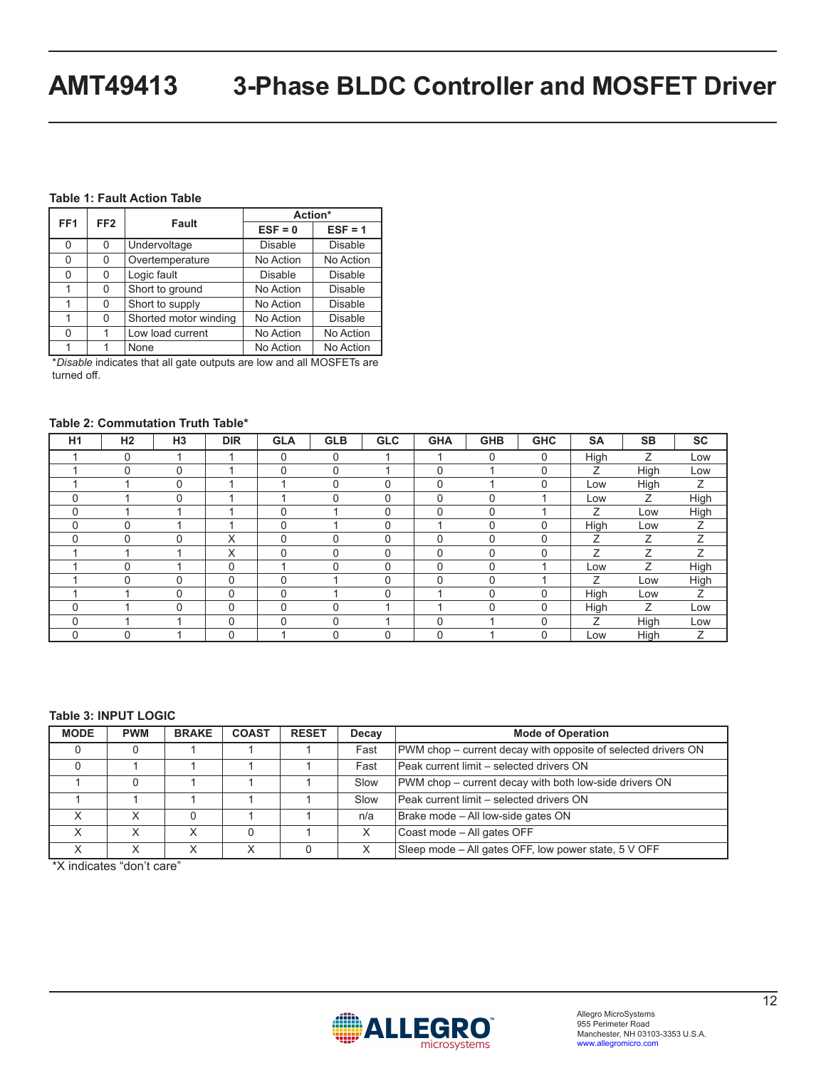**Table 1: Fault Action Table**

| FF1 | FF2 | Fault | Action* | |
|---|---|---|---|---|
| | | | ESF = 0 | ESF = 1 |
| 0 | 0 | Undervoltage | Disable | Disable |
| 0 | 0 | Overtemperature | No Action | No Action |
| 0 | 0 | Logic fault | Disable | Disable |
| 1 | 0 | Short to ground | No Action | Disable |
| 1 | 0 | Short to supply | No Action | Disable |
| 1 | 0 | Shorted motor winding | No Action | Disable |
| 0 | 1 | Low load current | No Action | No Action |
| 1 | 1 | None | No Action | No Action |

**Disable* indicates that all gate outputs are low and all MOSFETs are turned off.

**Table 2: Commutation Truth Table***

| H1 | H2 | H3 | DIR | GLA | GLB | GLC | GHA | GHB | GHC | SA | SB | SC |
|---|---|---|---|---|---|---|---|---|---|---|---|---|
| 1 | 0 | 1 | 1 | 0 | 0 | 1 | 1 | 0 | 0 | High | Z | Low |
| 1 | 0 | 0 | 1 | 0 | 0 | 1 | 0 | 1 | 0 | Z | High | Low |
| 1 | 1 | 0 | 1 | 1 | 0 | 0 | 0 | 1 | 0 | Low | High | Z |
| 0 | 1 | 0 | 1 | 1 | 0 | 0 | 0 | 0 | 1 | Low | Z | High |
| 0 | 1 | 1 | 1 | 0 | 1 | 0 | 0 | 0 | 1 | Z | Low | High |
| 0 | 0 | 1 | 1 | 0 | 1 | 0 | 1 | 0 | 0 | High | Low | Z |
| 0 | 0 | 0 | X | 0 | 0 | 0 | 0 | 0 | 0 | Z | Z | Z |
| 1 | 1 | 1 | X | 0 | 0 | 0 | 0 | 0 | 0 | Z | Z | Z |
| 1 | 0 | 1 | 0 | 1 | 0 | 0 | 0 | 0 | 1 | Low | Z | High |
| 1 | 0 | 0 | 0 | 0 | 1 | 0 | 0 | 0 | 1 | Z | Low | High |
| 1 | 1 | 0 | 0 | 0 | 1 | 0 | 1 | 0 | 0 | High | Low | Z |
| 0 | 1 | 0 | 0 | 0 | 0 | 1 | 1 | 0 | 0 | High | Z | Low |
| 0 | 1 | 1 | 0 | 0 | 0 | 1 | 0 | 1 | 0 | Z | High | Low |
| 0 | 0 | 1 | 0 | 1 | 0 | 0 | 0 | 1 | 0 | Low | High | Z |

**Table 3: INPUT LOGIC**

| MODE | PWM | BRAKE | COAST | RESET | Decay | Mode of Operation |
|---|---|---|---|---|---|---|
| 0 | 0 | 1 | 1 | 1 | Fast | PWM chop – current decay with opposite of selected drivers ON |
| 0 | 1 | 1 | 1 | 1 | Fast | Peak current limit – selected drivers ON |
| 1 | 0 | 1 | 1 | 1 | Slow | PWM chop – current decay with both low-side drivers ON |
| 1 | 1 | 1 | 1 | 1 | Slow | Peak current limit – selected drivers ON |
| X | X | 0 | 1 | 1 | n/a | Brake mode – All low-side gates ON |
| X | X | X | 0 | 1 | X | Coast mode – All gates OFF |
| X | X | X | X | 0 | X | Sleep mode – All gates OFF, low power state, 5 V OFF |

*X indicates "don't care"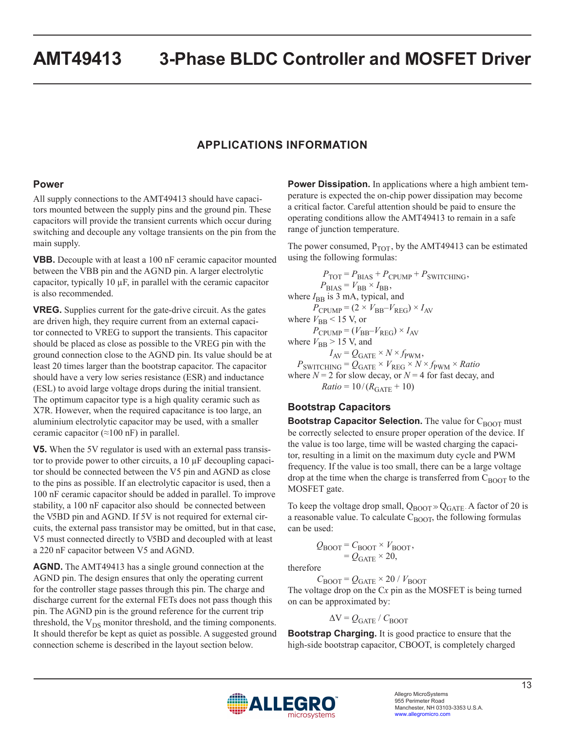## APPLICATIONS INFORMATION

### Power

All supply connections to the AMT49413 should have capacitors mounted between the supply pins and the ground pin. These capacitors will provide the transient currents which occur during switching and decouple any voltage transients on the pin from the main supply.

**VBB.** Decouple with at least a 100 nF ceramic capacitor mounted between the VBB pin and the AGND pin. A larger electrolytic capacitor, typically 10 µF, in parallel with the ceramic capacitor is also recommended.

**VREG.** Supplies current for the gate-drive circuit. As the gates are driven high, they require current from an external capacitor connected to VREG to support the transients. This capacitor should be placed as close as possible to the VREG pin with the ground connection close to the AGND pin. Its value should be at least 20 times larger than the bootstrap capacitor. The capacitor should have a very low series resistance (ESR) and inductance (ESL) to avoid large voltage drops during the initial transient. The optimum capacitor type is a high quality ceramic such as X7R. However, when the required capacitance is too large, an aluminium electrolytic capacitor may be used, with a smaller ceramic capacitor (≈100 nF) in parallel.

**V5.** When the 5V regulator is used with an external pass transistor to provide power to other circuits, a 10 µF decoupling capacitor should be connected between the V5 pin and AGND as close to the pins as possible. If an electrolytic capacitor is used, then a 100 nF ceramic capacitor should be added in parallel. To improve stability, a 100 nF capacitor also should be connected between the V5BD pin and AGND. If 5V is not required for external circuits, the external pass transistor may be omitted, but in that case, V5 must connected directly to V5BD and decoupled with at least a 220 nF capacitor between V5 and AGND.

**AGND.** The AMT49413 has a single ground connection at the AGND pin. The design ensures that only the operating current for the controller stage passes through this pin. The charge and discharge current for the external FETs does not pass though this pin. The AGND pin is the ground reference for the current trip threshold, the $V_{DS}$ monitor threshold, and the timing components. It should therefor be kept as quiet as possible. A suggested ground connection scheme is described in the layout section below.

**Power Dissipation.** In applications where a high ambient temperature is expected the on-chip power dissipation may become a critical factor. Careful attention should be paid to ensure the operating conditions allow the AMT49413 to remain in a safe range of junction temperature.

The power consumed, $P_{TOT}$, by the AMT49413 can be estimated using the following formulas:

$$P_{TOT} = P_{BIAS} + P_{CPUMP} + P_{SWITCHING},$$

$$P_{BIAS} = V_{BB} \times I_{BB},$$

where $I_{BB}$ is 3 mA, typical, and

$$P_{CPUMP} = (2 \times V_{BB} - V_{REG}) \times I_{AV}$$

where $V_{BB} < 15$ V, or

$$P_{CPUMP} = (V_{BB} - V_{REG}) \times I_{AV}$$

where $V_{BB} > 15$ V, and

$$I_{AV} = Q_{GATE} \times N \times f_{PWM},$$

$$P_{SWITCHING} = Q_{GATE} \times V_{REG} \times N \times f_{PWM} \times Ratio$$

where $N = 2$ for slow decay, or $N = 4$ for fast decay, and

$$Ratio = 10 / (R_{GATE} + 10)$$

### Bootstrap Capacitors

**Bootstrap Capacitor Selection.** The value for $C_{BOOT}$ must be correctly selected to ensure proper operation of the device. If the value is too large, time will be wasted charging the capacitor, resulting in a limit on the maximum duty cycle and PWM frequency. If the value is too small, there can be a large voltage drop at the time when the charge is transferred from $C_{BOOT}$ to the MOSFET gate.

To keep the voltage drop small, $Q_{BOOT} \gg Q_{GATE}$. A factor of 20 is a reasonable value. To calculate $C_{BOOT}$, the following formulas can be used:

$$Q_{BOOT} = C_{BOOT} \times V_{BOOT},$$

$$= Q_{GATE} \times 20,$$

therefore

$$C_{BOOT} = Q_{GATE} \times 20 / V_{BOOT}$$

The voltage drop on the C*x* pin as the MOSFET is being turned on can be approximated by:

$$\Delta V = Q_{GATE} / C_{BOOT}$$

**Bootstrap Charging.** It is good practice to ensure that the high-side bootstrap capacitor, CBOOT, is completely charged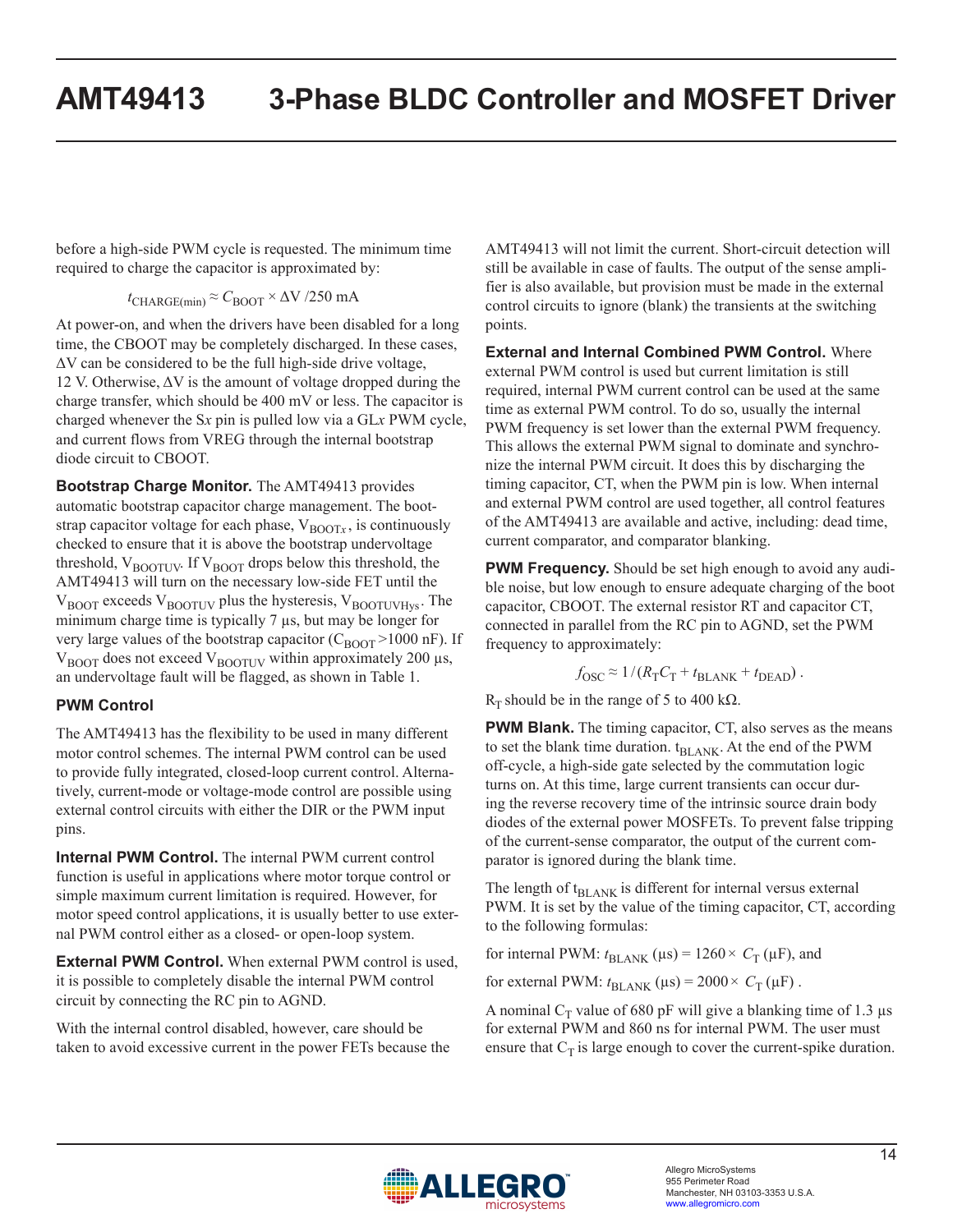before a high-side PWM cycle is requested. The minimum time required to charge the capacitor is approximated by:

$$t_{CHARGE(min)} \approx C_{BOOT} \times \Delta V / 250 \text{ mA}$$

At power-on, and when the drivers have been disabled for a long time, the CBOOT may be completely discharged. In these cases, ΔV can be considered to be the full high-side drive voltage, 12 V. Otherwise, ΔV is the amount of voltage dropped during the charge transfer, which should be 400 mV or less. The capacitor is charged whenever the S*x* pin is pulled low via a GL*x* PWM cycle, and current flows from VREG through the internal bootstrap diode circuit to CBOOT.

**Bootstrap Charge Monitor.** The AMT49413 provides automatic bootstrap capacitor charge management. The bootstrap capacitor voltage for each phase, $V_{BOOTx}$, is continuously checked to ensure that it is above the bootstrap undervoltage threshold, $V_{BOOTUV}$. If $V_{BOOT}$ drops below this threshold, the AMT49413 will turn on the necessary low-side FET until the $V_{BOOT}$ exceeds $V_{BOOTUV}$ plus the hysteresis, $V_{BOOTUVHys}$. The minimum charge time is typically 7 µs, but may be longer for very large values of the bootstrap capacitor ($C_{BOOT}$ >1000 nF). If $V_{BOOT}$ does not exceed $V_{BOOTUV}$ within approximately 200 µs, an undervoltage fault will be flagged, as shown in Table 1.

### PWM Control

The AMT49413 has the flexibility to be used in many different motor control schemes. The internal PWM control can be used to provide fully integrated, closed-loop current control. Alternatively, current-mode or voltage-mode control are possible using external control circuits with either the DIR or the PWM input pins.

**Internal PWM Control.** The internal PWM current control function is useful in applications where motor torque control or simple maximum current limitation is required. However, for motor speed control applications, it is usually better to use external PWM control either as a closed- or open-loop system.

**External PWM Control.** When external PWM control is used, it is possible to completely disable the internal PWM control circuit by connecting the RC pin to AGND.

With the internal control disabled, however, care should be taken to avoid excessive current in the power FETs because the AMT49413 will not limit the current. Short-circuit detection will still be available in case of faults. The output of the sense amplifier is also available, but provision must be made in the external control circuits to ignore (blank) the transients at the switching points.

**External and Internal Combined PWM Control.** Where external PWM control is used but current limitation is still required, internal PWM current control can be used at the same time as external PWM control. To do so, usually the internal PWM frequency is set lower than the external PWM frequency. This allows the external PWM signal to dominate and synchronize the internal PWM circuit. It does this by discharging the timing capacitor, CT, when the PWM pin is low. When internal and external PWM control are used together, all control features of the AMT49413 are available and active, including: dead time, current comparator, and comparator blanking.

**PWM Frequency.** Should be set high enough to avoid any audible noise, but low enough to ensure adequate charging of the boot capacitor, CBOOT. The external resistor RT and capacitor CT, connected in parallel from the RC pin to AGND, set the PWM frequency to approximately:

$$f_{OSC} \approx 1 / (R_T C_T + t_{BLANK} + t_{DEAD}) .$$

$R_T$ should be in the range of 5 to 400 kΩ.

**PWM Blank.** The timing capacitor, CT, also serves as the means to set the blank time duration. $t_{BLANK}$. At the end of the PWM off-cycle, a high-side gate selected by the commutation logic turns on. At this time, large current transients can occur during the reverse recovery time of the intrinsic source drain body diodes of the external power MOSFETs. To prevent false tripping of the current-sense comparator, the output of the current comparator is ignored during the blank time.

The length of $t_{BLANK}$ is different for internal versus external PWM. It is set by the value of the timing capacitor, CT, according to the following formulas:

for internal PWM: $t_{BLANK}$ (µs) = 1260 × $C_T$ (µF), and

for external PWM: $t_{BLANK}$ (µs) = 2000 × $C_T$ (µF) .

A nominal $C_T$ value of 680 pF will give a blanking time of 1.3 µs for external PWM and 860 ns for internal PWM. The user must ensure that $C_T$ is large enough to cover the current-spike duration.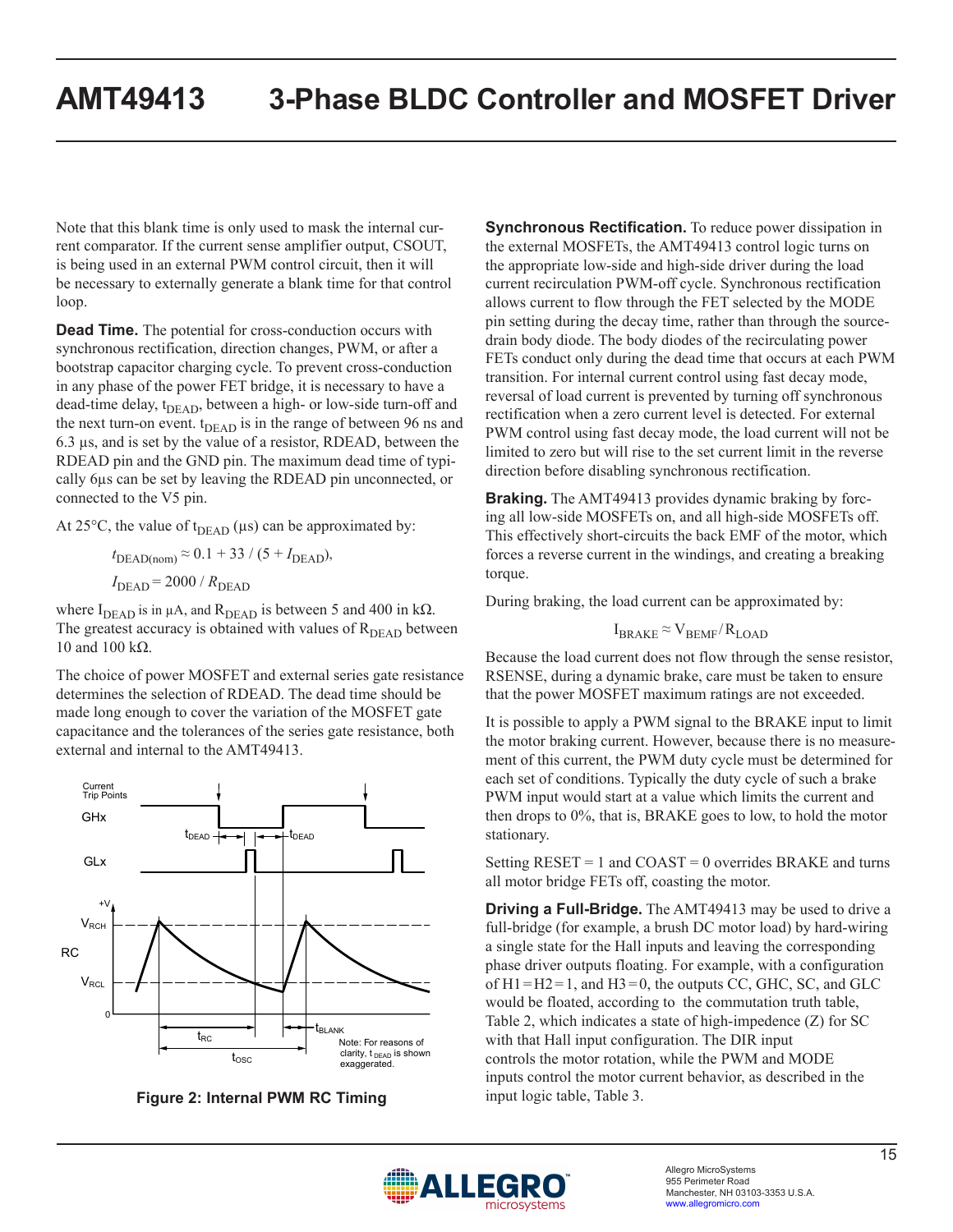Note that this blank time is only used to mask the internal current comparator. If the current sense amplifier output, CSOUT, is being used in an external PWM control circuit, then it will be necessary to externally generate a blank time for that control loop.

**Dead Time.** The potential for cross-conduction occurs with synchronous rectification, direction changes, PWM, or after a bootstrap capacitor charging cycle. To prevent cross-conduction in any phase of the power FET bridge, it is necessary to have a dead-time delay, $t_{DEAD}$, between a high- or low-side turn-off and the next turn-on event. $t_{DEAD}$ is in the range of between 96 ns and 6.3 µs, and is set by the value of a resistor, RDEAD, between the RDEAD pin and the GND pin. The maximum dead time of typically 6µs can be set by leaving the RDEAD pin unconnected, or connected to the V5 pin.

At 25°C, the value of $t_{DEAD}$ (µs) can be approximated by:

$$t_{DEAD(nom)} \approx 0.1 + 33 / (5 + I_{DEAD}),$$

$$I_{DEAD} = 2000 / R_{DEAD}$$

where $I_{DEAD}$ is in µA, and $R_{DEAD}$ is between 5 and 400 in kΩ. The greatest accuracy is obtained with values of $R_{DEAD}$ between 10 and 100 kΩ.

The choice of power MOSFET and external series gate resistance determines the selection of RDEAD. The dead time should be made long enough to cover the variation of the MOSFET gate capacitance and the tolerances of the series gate resistance, both external and internal to the AMT49413.

Figure 2: Internal PWM RC Timing

**Synchronous Rectification.** To reduce power dissipation in the external MOSFETs, the AMT49413 control logic turns on the appropriate low-side and high-side driver during the load current recirculation PWM-off cycle. Synchronous rectification allows current to flow through the FET selected by the MODE pin setting during the decay time, rather than through the source-drain body diode. The body diodes of the recirculating power FETs conduct only during the dead time that occurs at each PWM transition. For internal current control using fast decay mode, reversal of load current is prevented by turning off synchronous rectification when a zero current level is detected. For external PWM control using fast decay mode, the load current will not be limited to zero but will rise to the set current limit in the reverse direction before disabling synchronous rectification.

**Braking.** The AMT49413 provides dynamic braking by forcing all low-side MOSFETs on, and all high-side MOSFETs off. This effectively short-circuits the back EMF of the motor, which forces a reverse current in the windings, and creating a breaking torque.

During braking, the load current can be approximated by:

$$I_{BRAKE} \approx V_{BEMF} / R_{LOAD}$$

Because the load current does not flow through the sense resistor, RSENSE, during a dynamic brake, care must be taken to ensure that the power MOSFET maximum ratings are not exceeded.

It is possible to apply a PWM signal to the BRAKE input to limit the motor braking current. However, because there is no measurement of this current, the PWM duty cycle must be determined for each set of conditions. Typically the duty cycle of such a brake PWM input would start at a value which limits the current and then drops to 0%, that is, BRAKE goes to low, to hold the motor stationary.

Setting RESET = 1 and COAST = 0 overrides BRAKE and turns all motor bridge FETs off, coasting the motor.

**Driving a Full-Bridge.** The AMT49413 may be used to drive a full-bridge (for example, a brush DC motor load) by hard-wiring a single state for the Hall inputs and leaving the corresponding phase driver outputs floating. For example, with a configuration of H1 = H2 = 1, and H3 = 0, the outputs CC, GHC, SC, and GLC would be floated, according to the commutation truth table, Table 2, which indicates a state of high-impedence (Z) for SC with that Hall input configuration. The DIR input controls the motor rotation, while the PWM and MODE inputs control the motor current behavior, as described in the input logic table, Table 3.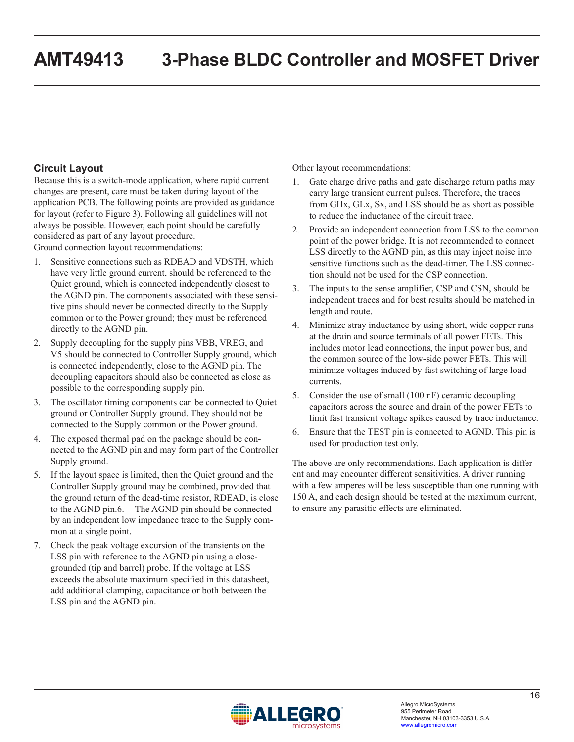## Circuit Layout

Because this is a switch-mode application, where rapid current changes are present, care must be taken during layout of the application PCB. The following points are provided as guidance for layout (refer to Figure 3). Following all guidelines will not always be possible. However, each point should be carefully considered as part of any layout procedure.

Ground connection layout recommendations:

1. Sensitive connections such as RDEAD and VDSTH, which have very little ground current, should be referenced to the Quiet ground, which is connected independently closest to the AGND pin. The components associated with these sensitive pins should never be connected directly to the Supply common or to the Power ground; they must be referenced directly to the AGND pin.
2. Supply decoupling for the supply pins VBB, VREG, and V5 should be connected to Controller Supply ground, which is connected independently, close to the AGND pin. The decoupling capacitors should also be connected as close as possible to the corresponding supply pin.
3. The oscillator timing components can be connected to Quiet ground or Controller Supply ground. They should not be connected to the Supply common or the Power ground.
4. The exposed thermal pad on the package should be connected to the AGND pin and may form part of the Controller Supply ground.
5. If the layout space is limited, then the Quiet ground and the Controller Supply ground may be combined, provided that the ground return of the dead-time resistor, RDEAD, is close to the AGND pin.6. The AGND pin should be connected by an independent low impedance trace to the Supply common at a single point.
7. Check the peak voltage excursion of the transients on the LSS pin with reference to the AGND pin using a close-grounded (tip and barrel) probe. If the voltage at LSS exceeds the absolute maximum specified in this datasheet, add additional clamping, capacitance or both between the LSS pin and the AGND pin.

Other layout recommendations:

1. Gate charge drive paths and gate discharge return paths may carry large transient current pulses. Therefore, the traces from GHx, GLx, Sx, and LSS should be as short as possible to reduce the inductance of the circuit trace.
2. Provide an independent connection from LSS to the common point of the power bridge. It is not recommended to connect LSS directly to the AGND pin, as this may inject noise into sensitive functions such as the dead-timer. The LSS connection should not be used for the CSP connection.
3. The inputs to the sense amplifier, CSP and CSN, should be independent traces and for best results should be matched in length and route.
4. Minimize stray inductance by using short, wide copper runs at the drain and source terminals of all power FETs. This includes motor lead connections, the input power bus, and the common source of the low-side power FETs. This will minimize voltages induced by fast switching of large load currents.
5. Consider the use of small (100 nF) ceramic decoupling capacitors across the source and drain of the power FETs to limit fast transient voltage spikes caused by trace inductance.
6. Ensure that the TEST pin is connected to AGND. This pin is used for production test only.

The above are only recommendations. Each application is different and may encounter different sensitivities. A driver running with a few amperes will be less susceptible than one running with 150 A, and each design should be tested at the maximum current, to ensure any parasitic effects are eliminated.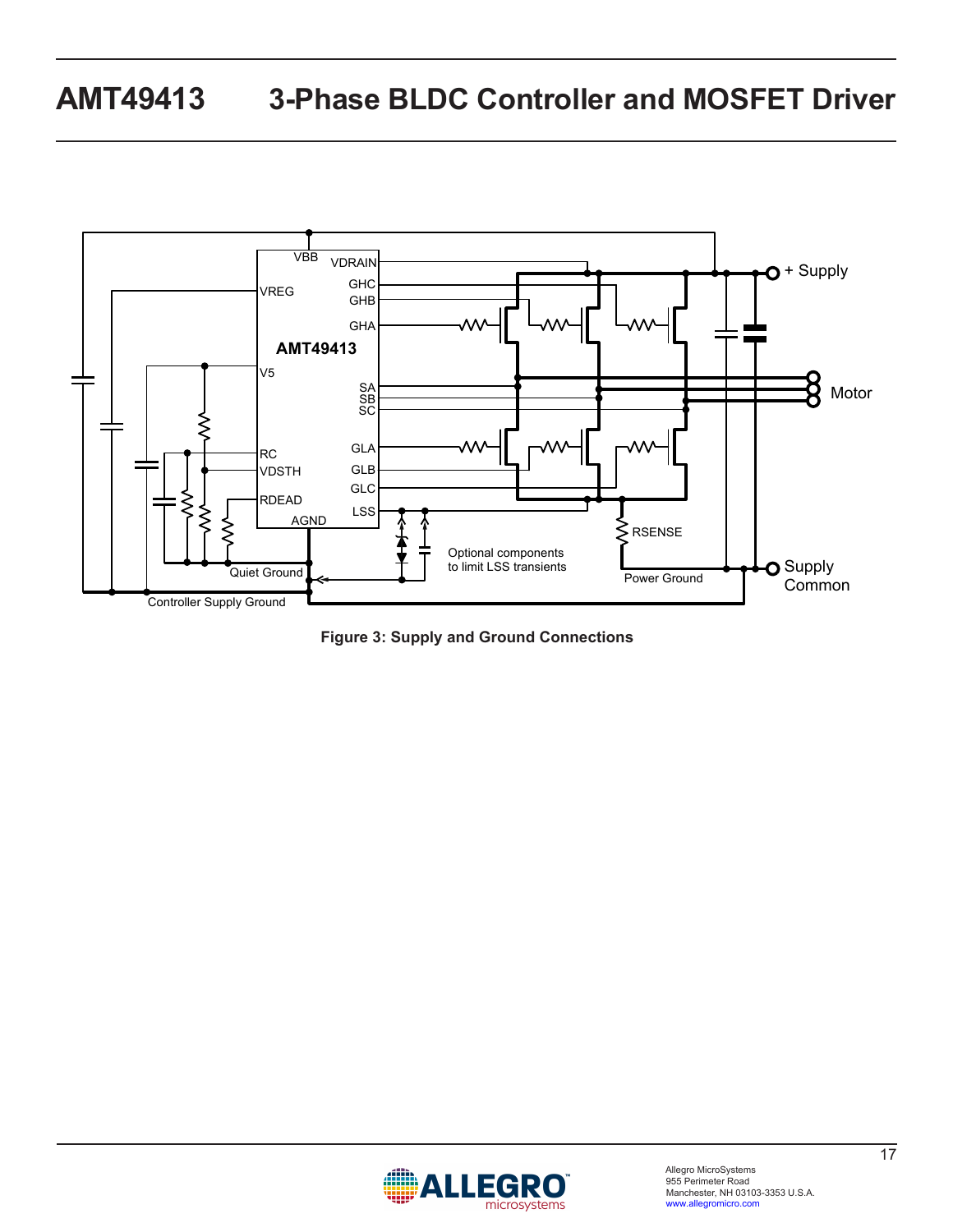Figure 3: Supply and Ground Connections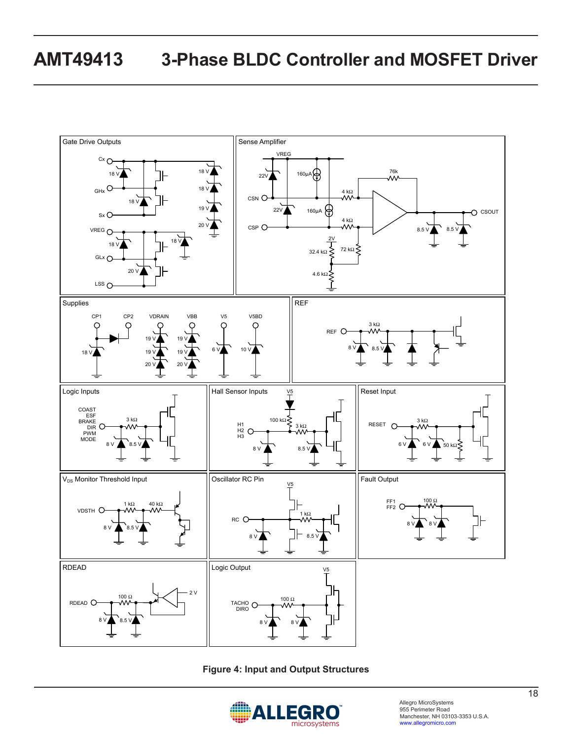Gate Drive Outputs

Cx, GHx, Sx, VREG, GLx, LSS — 18 V, 18 V, 18 V, 18 V, 19 V, 20 V, 18 V, 18 V, 20 V

Sense Amplifier

VREG, CSN, CSP, CSOUT — 22V, 160μA, 22V, 160μA, 4 kΩ, 4 kΩ, 76k, 2V, 32.4 kΩ, 72 kΩ, 4.6 kΩ, 8.5 V, 8.5 V

Supplies

CP1, CP2, VDRAIN, VBB, V5, V5BD — 18 V, 19 V, 19 V, 20 V, 19 V, 19 V, 20 V, 6 V, 10 V

REF

REF — 3 kΩ, 8 V, 8.5 V

Logic Inputs

COAST, ESF, BRAKE, DIR, PWM, MODE — 3 kΩ, 8 V, 8.5 V

Hall Sensor Inputs

H1, H2, H3 — V5, 100 kΩ, 3 kΩ, 8 V, 8.5 V

Reset Input

RESET — 3 kΩ, 6 V, 6 V, 50 kΩ

$V_{DS}$ Monitor Threshold Input

VDSTH — 1 kΩ, 40 kΩ, 8 V, 8.5 V

Oscillator RC Pin

RC — V5, 1 kΩ, 8 V, 8.5 V

Fault Output

FF1, FF2 — 100 Ω, 8 V, 8 V

RDEAD

RDEAD — 100 Ω, 2 V, 8 V, 8.5 V

Logic Output

TACHO, DIRO — V5, 100 Ω, 8 V, 8 V

**Figure 4: Input and Output Structures**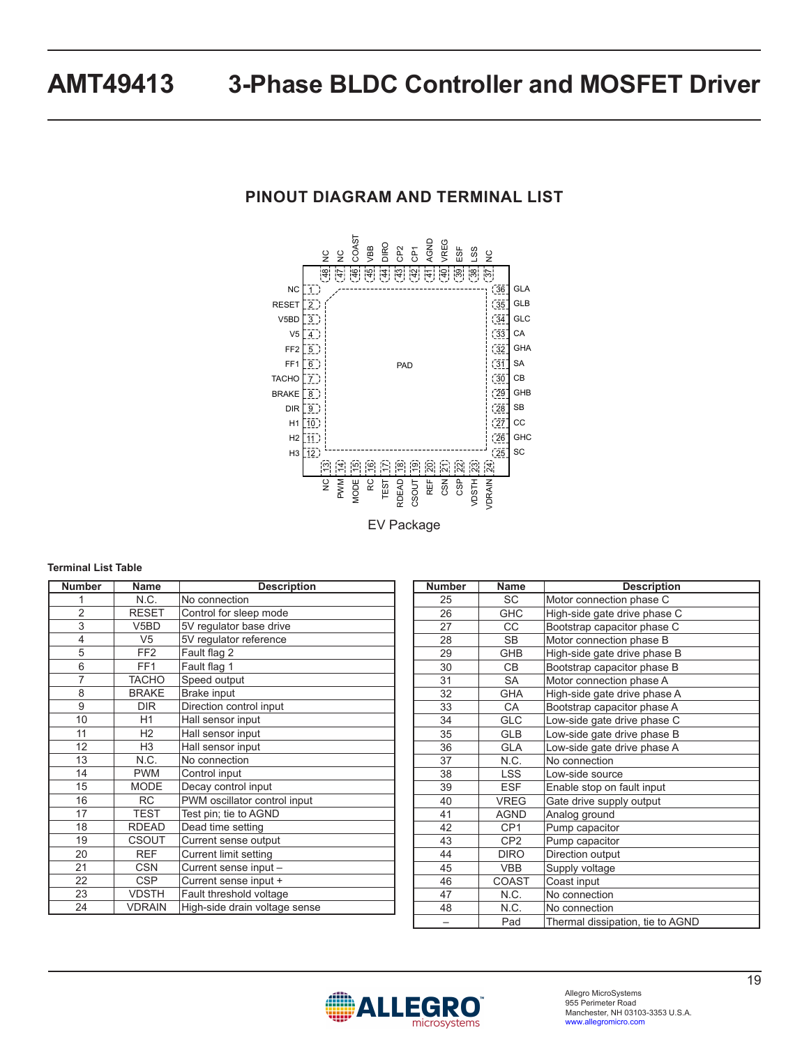## PINOUT DIAGRAM AND TERMINAL LIST

EV Package

**Terminal List Table**

| Number | Name | Description |
|---|---|---|
| 1 | N.C. | No connection |
| 2 | RESET | Control for sleep mode |
| 3 | V5BD | 5V regulator base drive |
| 4 | V5 | 5V regulator reference |
| 5 | FF2 | Fault flag 2 |
| 6 | FF1 | Fault flag 1 |
| 7 | TACHO | Speed output |
| 8 | BRAKE | Brake input |
| 9 | DIR | Direction control input |
| 10 | H1 | Hall sensor input |
| 11 | H2 | Hall sensor input |
| 12 | H3 | Hall sensor input |
| 13 | N.C. | No connection |
| 14 | PWM | Control input |
| 15 | MODE | Decay control input |
| 16 | RC | PWM oscillator control input |
| 17 | TEST | Test pin; tie to AGND |
| 18 | RDEAD | Dead time setting |
| 19 | CSOUT | Current sense output |
| 20 | REF | Current limit setting |
| 21 | CSN | Current sense input – |
| 22 | CSP | Current sense input + |
| 23 | VDSTH | Fault threshold voltage |
| 24 | VDRAIN | High-side drain voltage sense |
| 25 | SC | Motor connection phase C |
| 26 | GHC | High-side gate drive phase C |
| 27 | CC | Bootstrap capacitor phase C |
| 28 | SB | Motor connection phase B |
| 29 | GHB | High-side gate drive phase B |
| 30 | CB | Bootstrap capacitor phase B |
| 31 | SA | Motor connection phase A |
| 32 | GHA | High-side gate drive phase A |
| 33 | CA | Bootstrap capacitor phase A |
| 34 | GLC | Low-side gate drive phase C |
| 35 | GLB | Low-side gate drive phase B |
| 36 | GLA | Low-side gate drive phase A |
| 37 | N.C. | No connection |
| 38 | LSS | Low-side source |
| 39 | ESF | Enable stop on fault input |
| 40 | VREG | Gate drive supply output |
| 41 | AGND | Analog ground |
| 42 | CP1 | Pump capacitor |
| 43 | CP2 | Pump capacitor |
| 44 | DIRO | Direction output |
| 45 | VBB | Supply voltage |
| 46 | COAST | Coast input |
| 47 | N.C. | No connection |
| 48 | N.C. | No connection |
| – | Pad | Thermal dissipation, tie to AGND |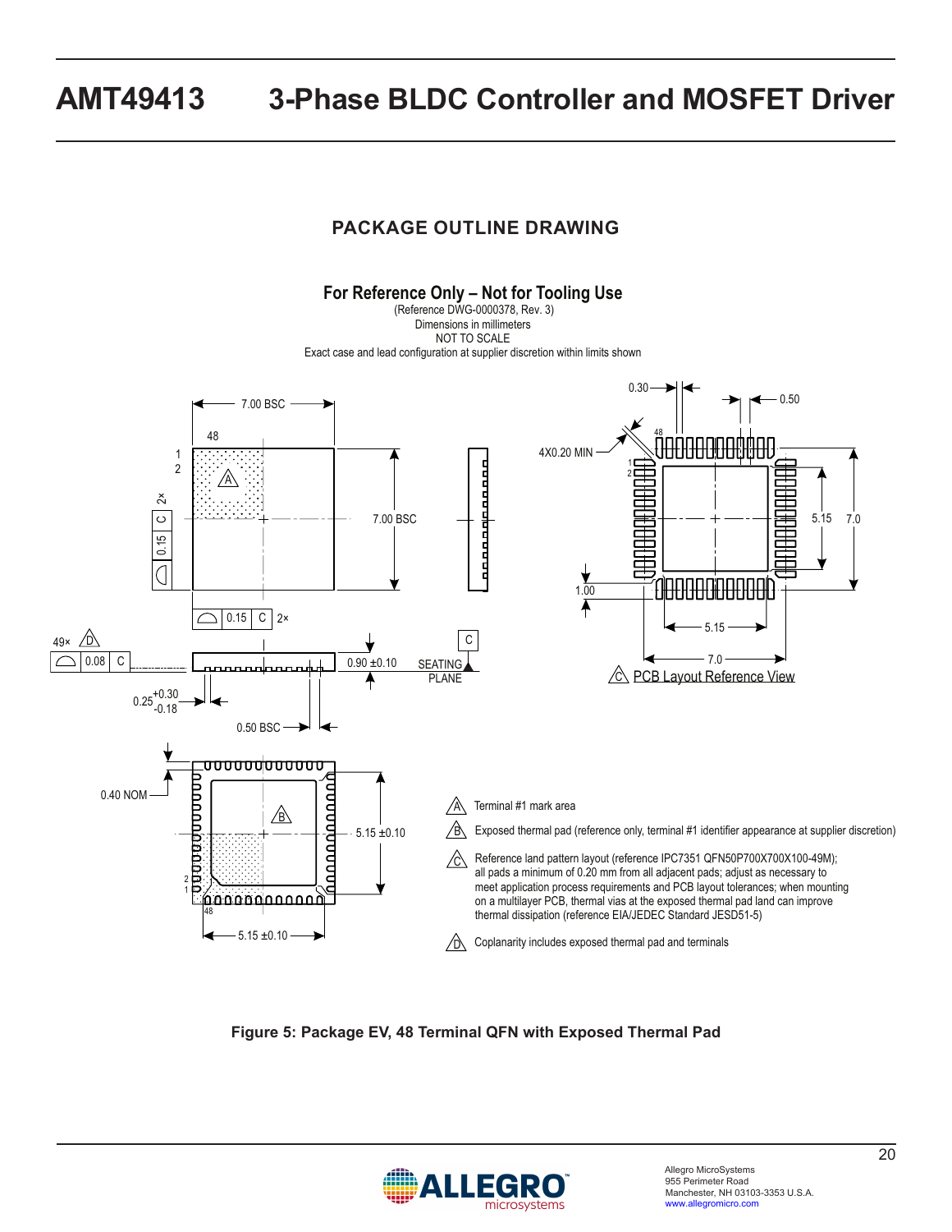## PACKAGE OUTLINE DRAWING

**For Reference Only – Not for Tooling Use**

(Reference DWG-0000378, Rev. 3)
Dimensions in millimeters
NOT TO SCALE
Exact case and lead configuration at supplier discretion within limits shown

A — Terminal #1 mark area

B — Exposed thermal pad (reference only, terminal #1 identifier appearance at supplier discretion)

C — Reference land pattern layout (reference IPC7351 QFN50P700X700X100-49M); all pads a minimum of 0.20 mm from all adjacent pads; adjust as necessary to meet application process requirements and PCB layout tolerances; when mounting on a multilayer PCB, thermal vias at the exposed thermal pad land can improve thermal dissipation (reference EIA/JEDEC Standard JESD51-5)

D — Coplanarity includes exposed thermal pad and terminals

**Figure 5: Package EV, 48 Terminal QFN with Exposed Thermal Pad**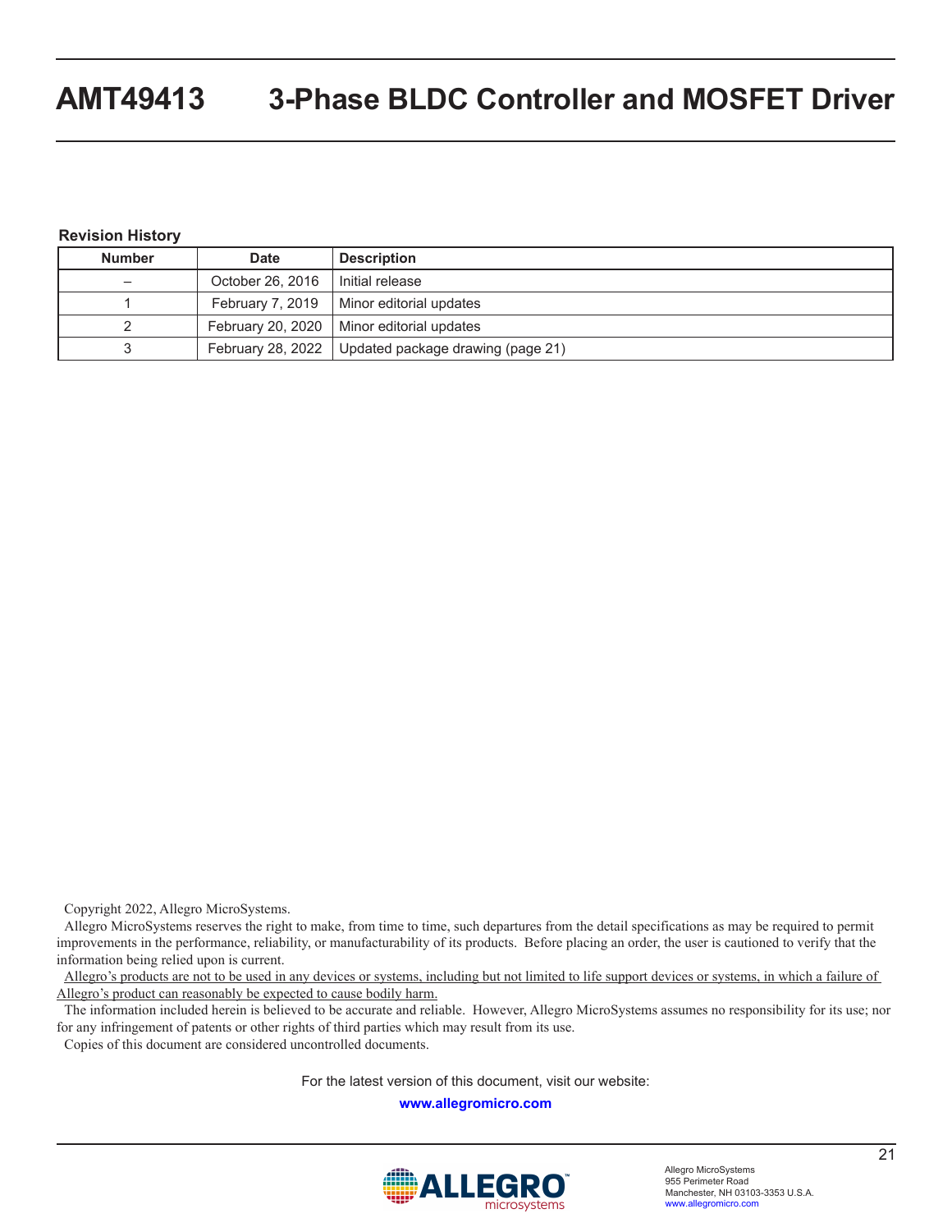**Revision History**

| Number | Date | Description |
|---|---|---|
| – | October 26, 2016 | Initial release |
| 1 | February 7, 2019 | Minor editorial updates |
| 2 | February 20, 2020 | Minor editorial updates |
| 3 | February 28, 2022 | Updated package drawing (page 21) |

Copyright 2022, Allegro MicroSystems.

Allegro MicroSystems reserves the right to make, from time to time, such departures from the detail specifications as may be required to permit improvements in the performance, reliability, or manufacturability of its products. Before placing an order, the user is cautioned to verify that the information being relied upon is current.

Allegro's products are not to be used in any devices or systems, including but not limited to life support devices or systems, in which a failure of Allegro's product can reasonably be expected to cause bodily harm.

The information included herein is believed to be accurate and reliable. However, Allegro MicroSystems assumes no responsibility for its use; nor for any infringement of patents or other rights of third parties which may result from its use.

Copies of this document are considered uncontrolled documents.

For the latest version of this document, visit our website:

**www.allegromicro.com**